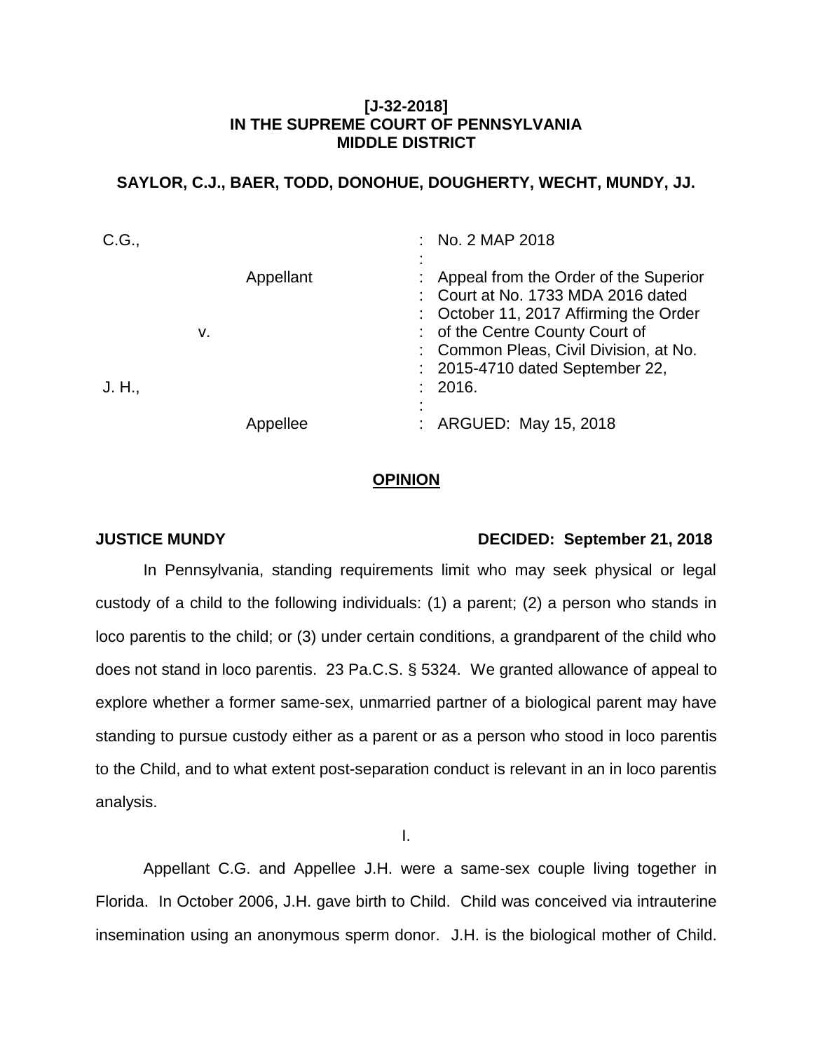**[J-32-2018]**
**IN THE SUPREME COURT OF PENNSYLVANIA**
**MIDDLE DISTRICT**

**SAYLOR, C.J., BAER, TODD, DONOHUE, DOUGHERTY, WECHT, MUNDY, JJ.**

| | |
|---|---|
| C.G., Appellant v. J. H., Appellee | No. 2 MAP 2018 |
| | Appeal from the Order of the Superior Court at No. 1733 MDA 2016 dated October 11, 2017 Affirming the Order of the Centre County Court of Common Pleas, Civil Division, at No. 2015-4710 dated September 22, 2016. |
| | ARGUED: May 15, 2018 |

## OPINION

**JUSTICE MUNDY** **DECIDED: September 21, 2018**

In Pennsylvania, standing requirements limit who may seek physical or legal custody of a child to the following individuals: (1) a parent; (2) a person who stands in loco parentis to the child; or (3) under certain conditions, a grandparent of the child who does not stand in loco parentis. 23 Pa.C.S. § 5324. We granted allowance of appeal to explore whether a former same-sex, unmarried partner of a biological parent may have standing to pursue custody either as a parent or as a person who stood in loco parentis to the Child, and to what extent post-separation conduct is relevant in an in loco parentis analysis.

I.

Appellant C.G. and Appellee J.H. were a same-sex couple living together in Florida. In October 2006, J.H. gave birth to Child. Child was conceived via intrauterine insemination using an anonymous sperm donor. J.H. is the biological mother of Child.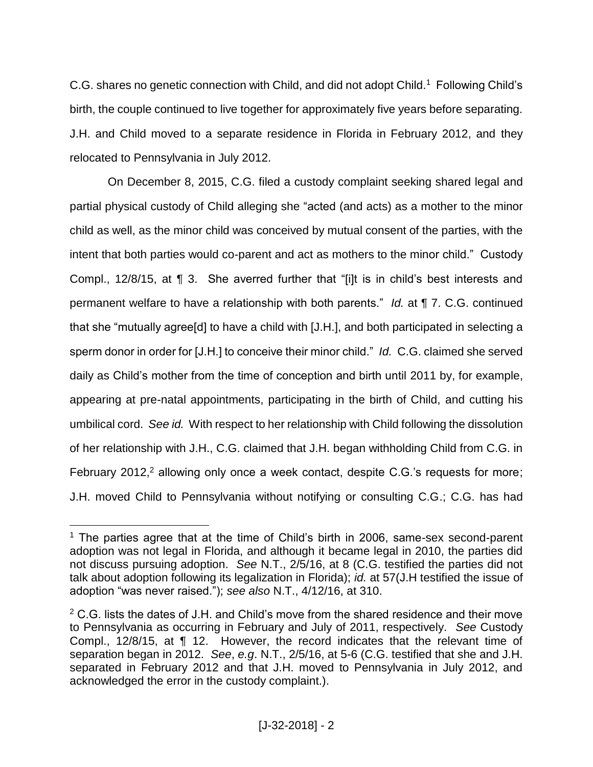C.G. shares no genetic connection with Child, and did not adopt Child.[1] Following Child's birth, the couple continued to live together for approximately five years before separating. J.H. and Child moved to a separate residence in Florida in February 2012, and they relocated to Pennsylvania in July 2012.

On December 8, 2015, C.G. filed a custody complaint seeking shared legal and partial physical custody of Child alleging she "acted (and acts) as a mother to the minor child as well, as the minor child was conceived by mutual consent of the parties, with the intent that both parties would co-parent and act as mothers to the minor child." Custody Compl., 12/8/15, at ¶ 3. She averred further that "[i]t is in child's best interests and permanent welfare to have a relationship with both parents." *Id.* at ¶ 7. C.G. continued that she "mutually agree[d] to have a child with [J.H.], and both participated in selecting a sperm donor in order for [J.H.] to conceive their minor child." *Id.* C.G. claimed she served daily as Child's mother from the time of conception and birth until 2011 by, for example, appearing at pre-natal appointments, participating in the birth of Child, and cutting his umbilical cord. *See id.* With respect to her relationship with Child following the dissolution of her relationship with J.H., C.G. claimed that J.H. began withholding Child from C.G. in February 2012,[2] allowing only once a week contact, despite C.G.'s requests for more; J.H. moved Child to Pennsylvania without notifying or consulting C.G.; C.G. has had

---

[1] The parties agree that at the time of Child's birth in 2006, same-sex second-parent adoption was not legal in Florida, and although it became legal in 2010, the parties did not discuss pursuing adoption. *See* N.T., 2/5/16, at 8 (C.G. testified the parties did not talk about adoption following its legalization in Florida); *id.* at 57(J.H testified the issue of adoption "was never raised."); *see also* N.T., 4/12/16, at 310.

[2] C.G. lists the dates of J.H. and Child's move from the shared residence and their move to Pennsylvania as occurring in February and July of 2011, respectively. *See* Custody Compl., 12/8/15, at ¶ 12. However, the record indicates that the relevant time of separation began in 2012. *See*, *e.g*. N.T., 2/5/16, at 5-6 (C.G. testified that she and J.H. separated in February 2012 and that J.H. moved to Pennsylvania in July 2012, and acknowledged the error in the custody complaint.).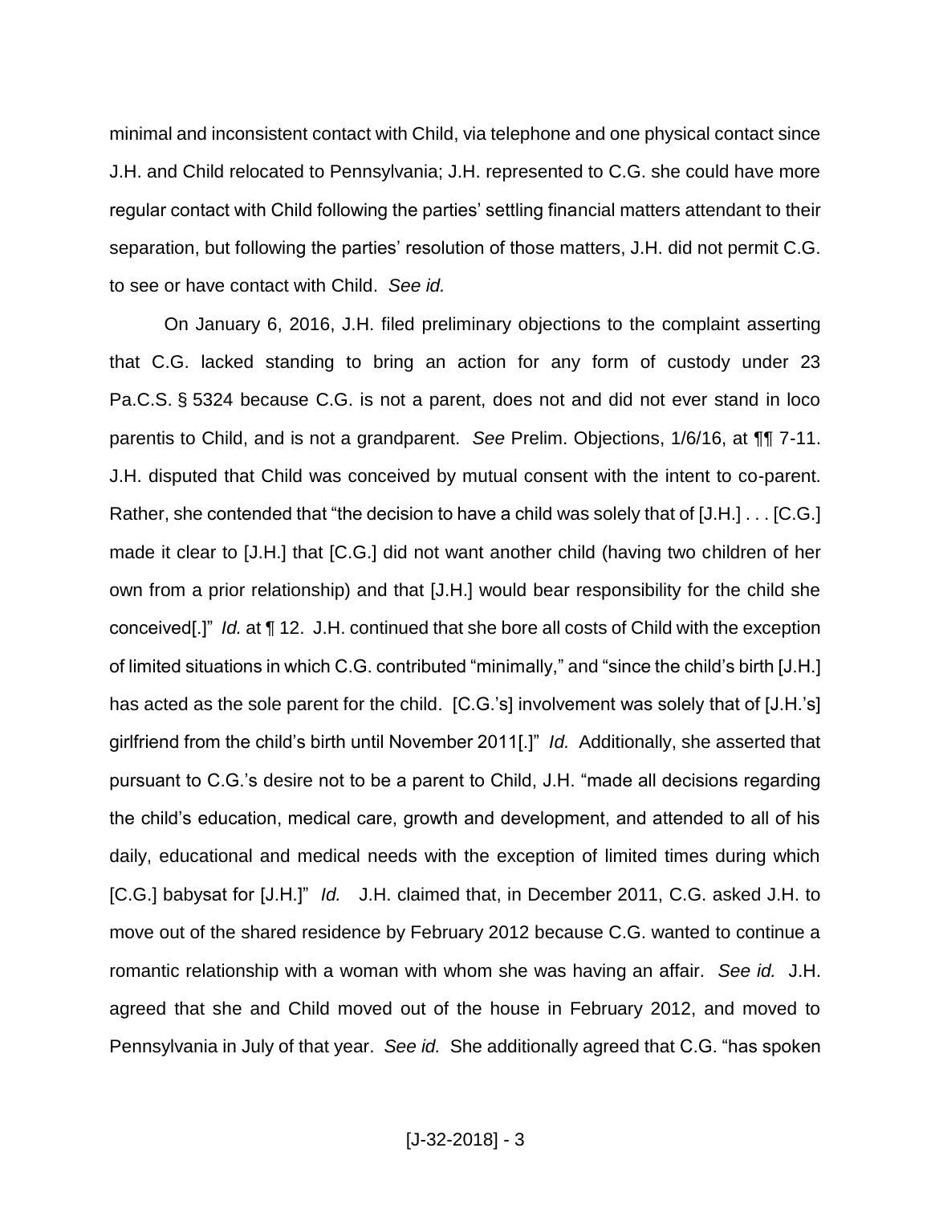minimal and inconsistent contact with Child, via telephone and one physical contact since J.H. and Child relocated to Pennsylvania; J.H. represented to C.G. she could have more regular contact with Child following the parties' settling financial matters attendant to their separation, but following the parties' resolution of those matters, J.H. did not permit C.G. to see or have contact with Child. *See id.*

On January 6, 2016, J.H. filed preliminary objections to the complaint asserting that C.G. lacked standing to bring an action for any form of custody under 23 Pa.C.S. § 5324 because C.G. is not a parent, does not and did not ever stand in loco parentis to Child, and is not a grandparent. *See* Prelim. Objections, 1/6/16, at ¶¶ 7-11. J.H. disputed that Child was conceived by mutual consent with the intent to co-parent. Rather, she contended that "the decision to have a child was solely that of [J.H.] . . . [C.G.] made it clear to [J.H.] that [C.G.] did not want another child (having two children of her own from a prior relationship) and that [J.H.] would bear responsibility for the child she conceived[.]" *Id.* at ¶ 12. J.H. continued that she bore all costs of Child with the exception of limited situations in which C.G. contributed "minimally," and "since the child's birth [J.H.] has acted as the sole parent for the child. [C.G.'s] involvement was solely that of [J.H.'s] girlfriend from the child's birth until November 2011[.]" *Id.* Additionally, she asserted that pursuant to C.G.'s desire not to be a parent to Child, J.H. "made all decisions regarding the child's education, medical care, growth and development, and attended to all of his daily, educational and medical needs with the exception of limited times during which [C.G.] babysat for [J.H.]" *Id.* J.H. claimed that, in December 2011, C.G. asked J.H. to move out of the shared residence by February 2012 because C.G. wanted to continue a romantic relationship with a woman with whom she was having an affair. *See id.* J.H. agreed that she and Child moved out of the house in February 2012, and moved to Pennsylvania in July of that year. *See id.* She additionally agreed that C.G. "has spoken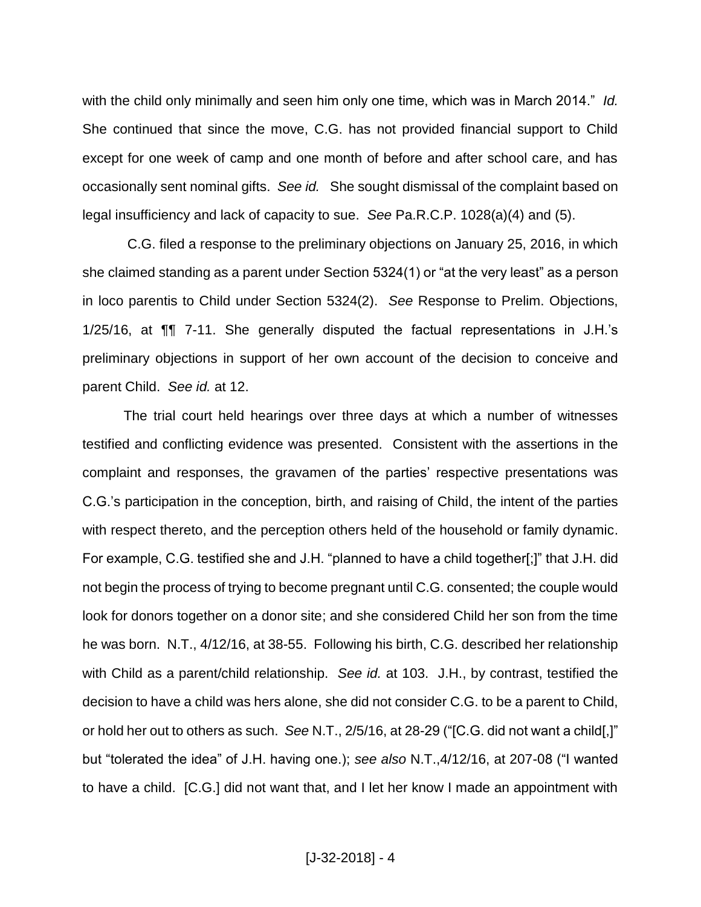with the child only minimally and seen him only one time, which was in March 2014." *Id.* She continued that since the move, C.G. has not provided financial support to Child except for one week of camp and one month of before and after school care, and has occasionally sent nominal gifts. *See id.* She sought dismissal of the complaint based on legal insufficiency and lack of capacity to sue. *See* Pa.R.C.P. 1028(a)(4) and (5).

C.G. filed a response to the preliminary objections on January 25, 2016, in which she claimed standing as a parent under Section 5324(1) or "at the very least" as a person in loco parentis to Child under Section 5324(2). *See* Response to Prelim. Objections, 1/25/16, at ¶¶ 7-11. She generally disputed the factual representations in J.H.'s preliminary objections in support of her own account of the decision to conceive and parent Child. *See id.* at 12.

The trial court held hearings over three days at which a number of witnesses testified and conflicting evidence was presented. Consistent with the assertions in the complaint and responses, the gravamen of the parties' respective presentations was C.G.'s participation in the conception, birth, and raising of Child, the intent of the parties with respect thereto, and the perception others held of the household or family dynamic. For example, C.G. testified she and J.H. "planned to have a child together[;]" that J.H. did not begin the process of trying to become pregnant until C.G. consented; the couple would look for donors together on a donor site; and she considered Child her son from the time he was born. N.T., 4/12/16, at 38-55. Following his birth, C.G. described her relationship with Child as a parent/child relationship. *See id.* at 103. J.H., by contrast, testified the decision to have a child was hers alone, she did not consider C.G. to be a parent to Child, or hold her out to others as such. *See* N.T., 2/5/16, at 28-29 ("[C.G. did not want a child[,]" but "tolerated the idea" of J.H. having one.); *see also* N.T.,4/12/16, at 207-08 ("I wanted to have a child. [C.G.] did not want that, and I let her know I made an appointment with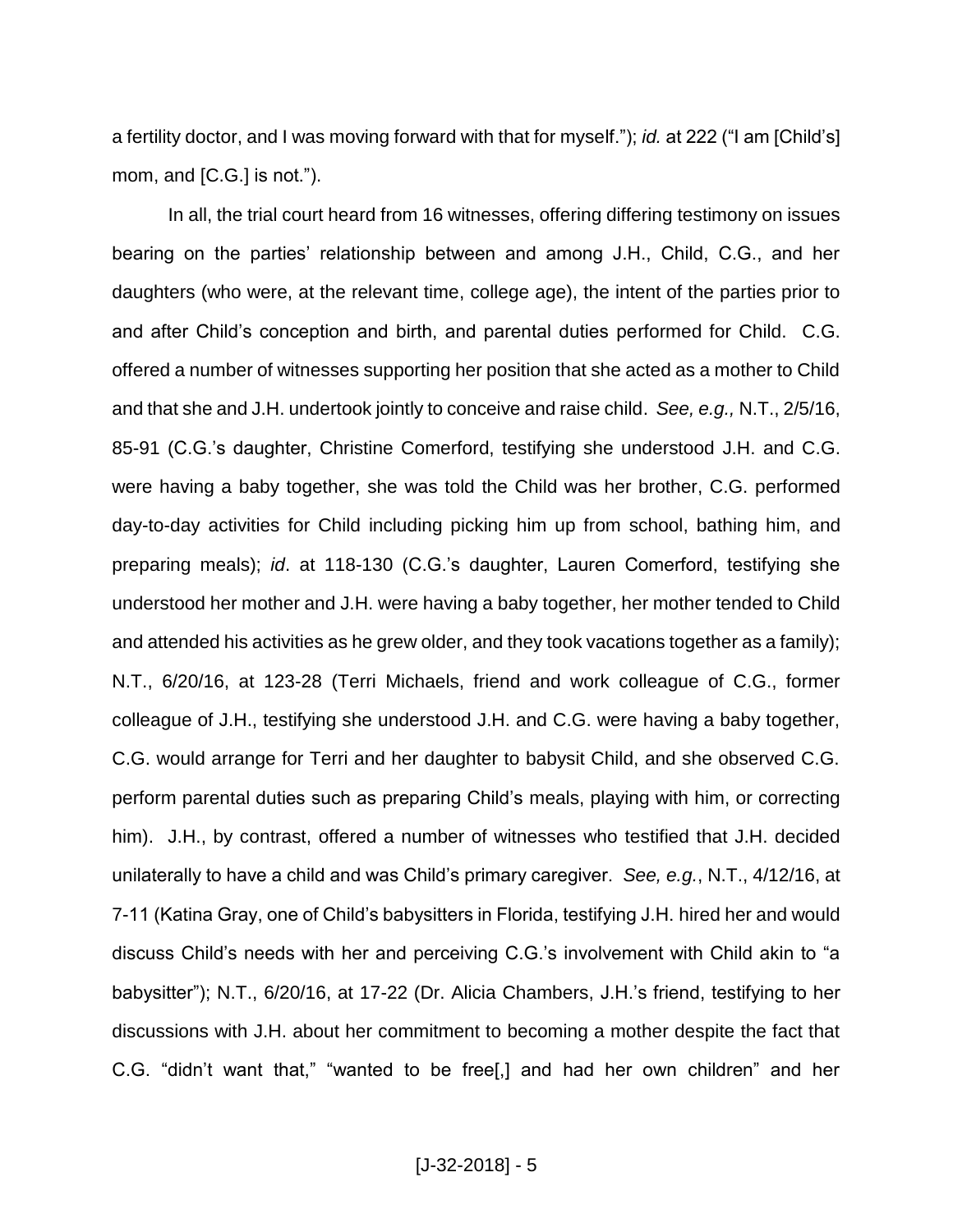a fertility doctor, and I was moving forward with that for myself."); *id.* at 222 ("I am [Child's] mom, and [C.G.] is not.").

In all, the trial court heard from 16 witnesses, offering differing testimony on issues bearing on the parties' relationship between and among J.H., Child, C.G., and her daughters (who were, at the relevant time, college age), the intent of the parties prior to and after Child's conception and birth, and parental duties performed for Child. C.G. offered a number of witnesses supporting her position that she acted as a mother to Child and that she and J.H. undertook jointly to conceive and raise child. *See, e.g.,* N.T., 2/5/16, 85-91 (C.G.'s daughter, Christine Comerford, testifying she understood J.H. and C.G. were having a baby together, she was told the Child was her brother, C.G. performed day-to-day activities for Child including picking him up from school, bathing him, and preparing meals); *id*. at 118-130 (C.G.'s daughter, Lauren Comerford, testifying she understood her mother and J.H. were having a baby together, her mother tended to Child and attended his activities as he grew older, and they took vacations together as a family); N.T., 6/20/16, at 123-28 (Terri Michaels, friend and work colleague of C.G., former colleague of J.H., testifying she understood J.H. and C.G. were having a baby together, C.G. would arrange for Terri and her daughter to babysit Child, and she observed C.G. perform parental duties such as preparing Child's meals, playing with him, or correcting him). J.H., by contrast, offered a number of witnesses who testified that J.H. decided unilaterally to have a child and was Child's primary caregiver. *See, e.g.*, N.T., 4/12/16, at 7-11 (Katina Gray, one of Child's babysitters in Florida, testifying J.H. hired her and would discuss Child's needs with her and perceiving C.G.'s involvement with Child akin to "a babysitter"); N.T., 6/20/16, at 17-22 (Dr. Alicia Chambers, J.H.'s friend, testifying to her discussions with J.H. about her commitment to becoming a mother despite the fact that C.G. "didn't want that," "wanted to be free[,] and had her own children" and her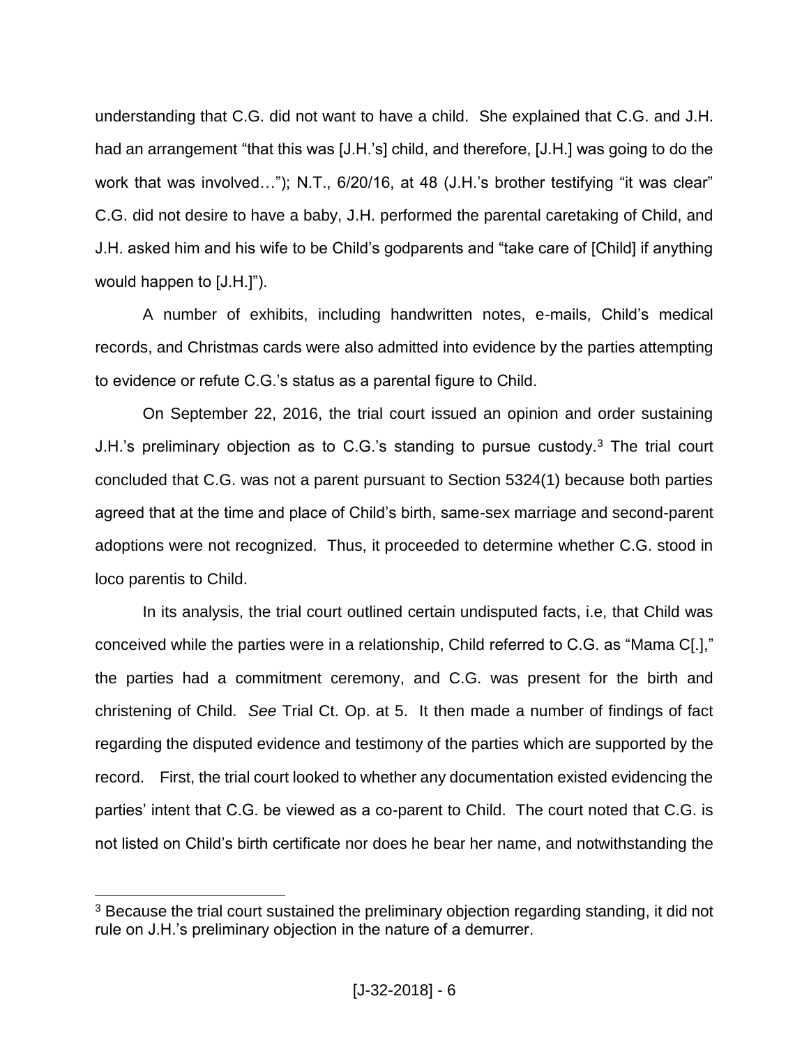understanding that C.G. did not want to have a child. She explained that C.G. and J.H. had an arrangement "that this was [J.H.'s] child, and therefore, [J.H.] was going to do the work that was involved…"); N.T., 6/20/16, at 48 (J.H.'s brother testifying "it was clear" C.G. did not desire to have a baby, J.H. performed the parental caretaking of Child, and J.H. asked him and his wife to be Child's godparents and "take care of [Child] if anything would happen to [J.H.]").

A number of exhibits, including handwritten notes, e-mails, Child's medical records, and Christmas cards were also admitted into evidence by the parties attempting to evidence or refute C.G.'s status as a parental figure to Child.

On September 22, 2016, the trial court issued an opinion and order sustaining J.H.'s preliminary objection as to C.G.'s standing to pursue custody.[3] The trial court concluded that C.G. was not a parent pursuant to Section 5324(1) because both parties agreed that at the time and place of Child's birth, same-sex marriage and second-parent adoptions were not recognized. Thus, it proceeded to determine whether C.G. stood in loco parentis to Child.

In its analysis, the trial court outlined certain undisputed facts, i.e, that Child was conceived while the parties were in a relationship, Child referred to C.G. as "Mama C[.]," the parties had a commitment ceremony, and C.G. was present for the birth and christening of Child. *See* Trial Ct. Op. at 5. It then made a number of findings of fact regarding the disputed evidence and testimony of the parties which are supported by the record. First, the trial court looked to whether any documentation existed evidencing the parties' intent that C.G. be viewed as a co-parent to Child. The court noted that C.G. is not listed on Child's birth certificate nor does he bear her name, and notwithstanding the

[3] Because the trial court sustained the preliminary objection regarding standing, it did not rule on J.H.'s preliminary objection in the nature of a demurrer.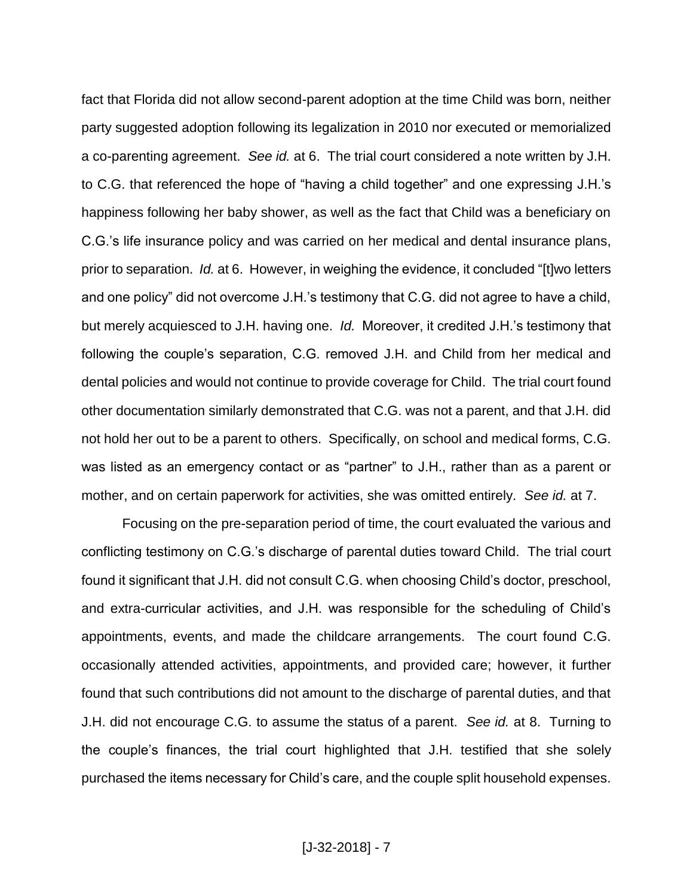fact that Florida did not allow second-parent adoption at the time Child was born, neither party suggested adoption following its legalization in 2010 nor executed or memorialized a co-parenting agreement. *See id.* at 6. The trial court considered a note written by J.H. to C.G. that referenced the hope of "having a child together" and one expressing J.H.'s happiness following her baby shower, as well as the fact that Child was a beneficiary on C.G.'s life insurance policy and was carried on her medical and dental insurance plans, prior to separation. *Id.* at 6. However, in weighing the evidence, it concluded "[t]wo letters and one policy" did not overcome J.H.'s testimony that C.G. did not agree to have a child, but merely acquiesced to J.H. having one. *Id.* Moreover, it credited J.H.'s testimony that following the couple's separation, C.G. removed J.H. and Child from her medical and dental policies and would not continue to provide coverage for Child. The trial court found other documentation similarly demonstrated that C.G. was not a parent, and that J.H. did not hold her out to be a parent to others. Specifically, on school and medical forms, C.G. was listed as an emergency contact or as "partner" to J.H., rather than as a parent or mother, and on certain paperwork for activities, she was omitted entirely. *See id.* at 7.

Focusing on the pre-separation period of time, the court evaluated the various and conflicting testimony on C.G.'s discharge of parental duties toward Child. The trial court found it significant that J.H. did not consult C.G. when choosing Child's doctor, preschool, and extra-curricular activities, and J.H. was responsible for the scheduling of Child's appointments, events, and made the childcare arrangements. The court found C.G. occasionally attended activities, appointments, and provided care; however, it further found that such contributions did not amount to the discharge of parental duties, and that J.H. did not encourage C.G. to assume the status of a parent. *See id.* at 8. Turning to the couple's finances, the trial court highlighted that J.H. testified that she solely purchased the items necessary for Child's care, and the couple split household expenses.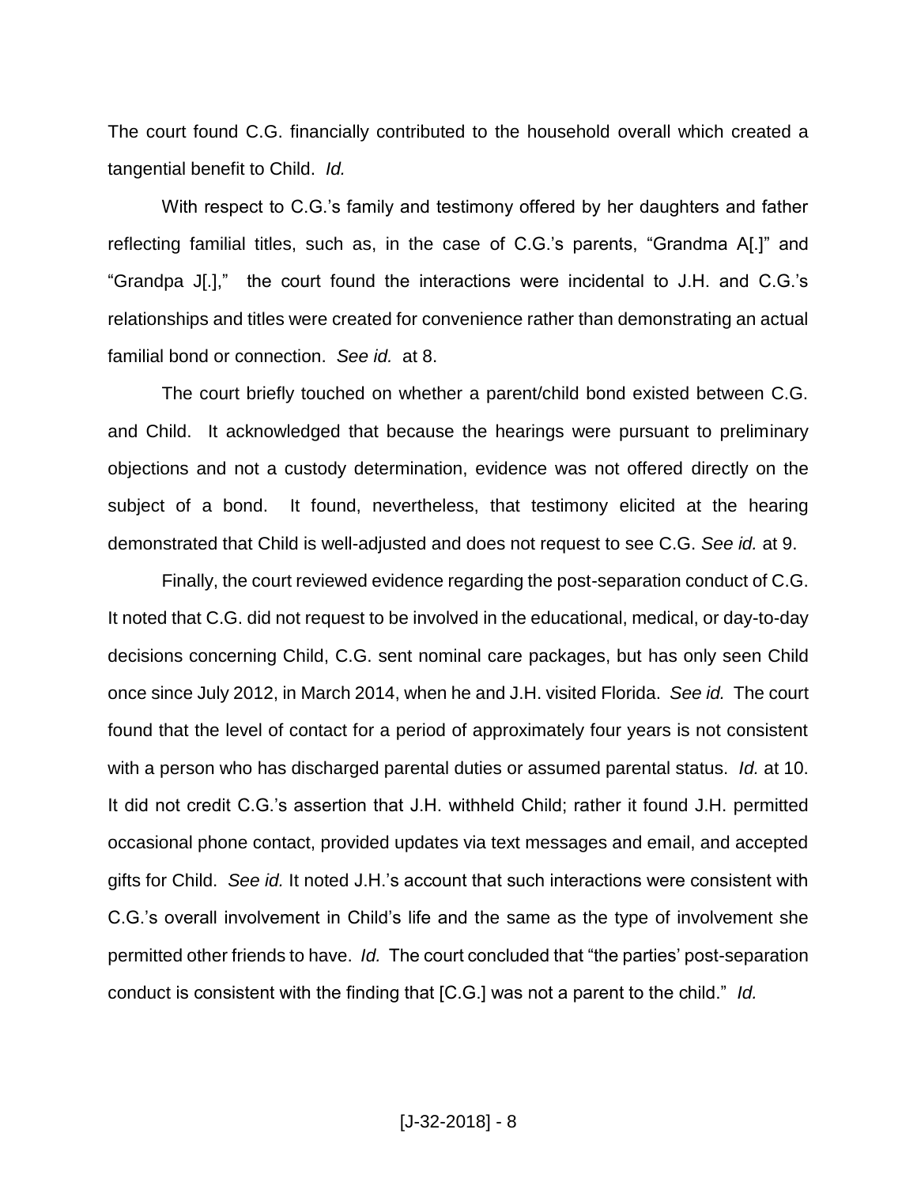The court found C.G. financially contributed to the household overall which created a tangential benefit to Child. *Id.*

With respect to C.G.'s family and testimony offered by her daughters and father reflecting familial titles, such as, in the case of C.G.'s parents, "Grandma A[.]" and "Grandpa J[.]," the court found the interactions were incidental to J.H. and C.G.'s relationships and titles were created for convenience rather than demonstrating an actual familial bond or connection. *See id.* at 8.

The court briefly touched on whether a parent/child bond existed between C.G. and Child. It acknowledged that because the hearings were pursuant to preliminary objections and not a custody determination, evidence was not offered directly on the subject of a bond. It found, nevertheless, that testimony elicited at the hearing demonstrated that Child is well-adjusted and does not request to see C.G. *See id.* at 9.

Finally, the court reviewed evidence regarding the post-separation conduct of C.G. It noted that C.G. did not request to be involved in the educational, medical, or day-to-day decisions concerning Child, C.G. sent nominal care packages, but has only seen Child once since July 2012, in March 2014, when he and J.H. visited Florida. *See id.* The court found that the level of contact for a period of approximately four years is not consistent with a person who has discharged parental duties or assumed parental status. *Id.* at 10. It did not credit C.G.'s assertion that J.H. withheld Child; rather it found J.H. permitted occasional phone contact, provided updates via text messages and email, and accepted gifts for Child. *See id.* It noted J.H.'s account that such interactions were consistent with C.G.'s overall involvement in Child's life and the same as the type of involvement she permitted other friends to have. *Id.* The court concluded that "the parties' post-separation conduct is consistent with the finding that [C.G.] was not a parent to the child." *Id.*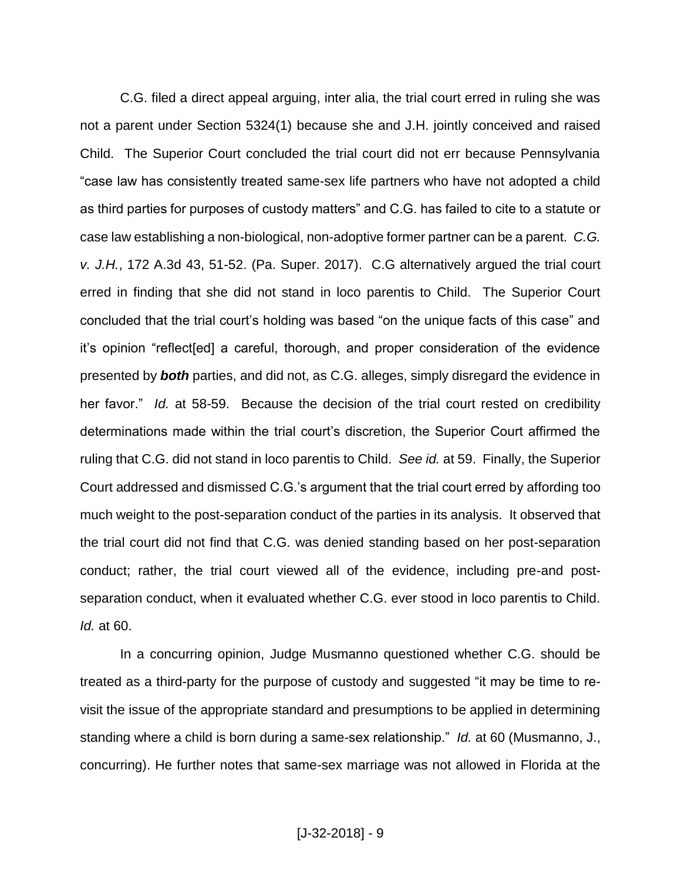C.G. filed a direct appeal arguing, inter alia, the trial court erred in ruling she was not a parent under Section 5324(1) because she and J.H. jointly conceived and raised Child. The Superior Court concluded the trial court did not err because Pennsylvania "case law has consistently treated same-sex life partners who have not adopted a child as third parties for purposes of custody matters" and C.G. has failed to cite to a statute or case law establishing a non-biological, non-adoptive former partner can be a parent. *C.G. v. J.H.*, 172 A.3d 43, 51-52. (Pa. Super. 2017). C.G alternatively argued the trial court erred in finding that she did not stand in loco parentis to Child. The Superior Court concluded that the trial court's holding was based "on the unique facts of this case" and it's opinion "reflect[ed] a careful, thorough, and proper consideration of the evidence presented by ***both*** parties, and did not, as C.G. alleges, simply disregard the evidence in her favor." *Id.* at 58-59. Because the decision of the trial court rested on credibility determinations made within the trial court's discretion, the Superior Court affirmed the ruling that C.G. did not stand in loco parentis to Child. *See id.* at 59. Finally, the Superior Court addressed and dismissed C.G.'s argument that the trial court erred by affording too much weight to the post-separation conduct of the parties in its analysis. It observed that the trial court did not find that C.G. was denied standing based on her post-separation conduct; rather, the trial court viewed all of the evidence, including pre-and post-separation conduct, when it evaluated whether C.G. ever stood in loco parentis to Child. *Id.* at 60.

In a concurring opinion, Judge Musmanno questioned whether C.G. should be treated as a third-party for the purpose of custody and suggested "it may be time to re-visit the issue of the appropriate standard and presumptions to be applied in determining standing where a child is born during a same-sex relationship." *Id.* at 60 (Musmanno, J., concurring). He further notes that same-sex marriage was not allowed in Florida at the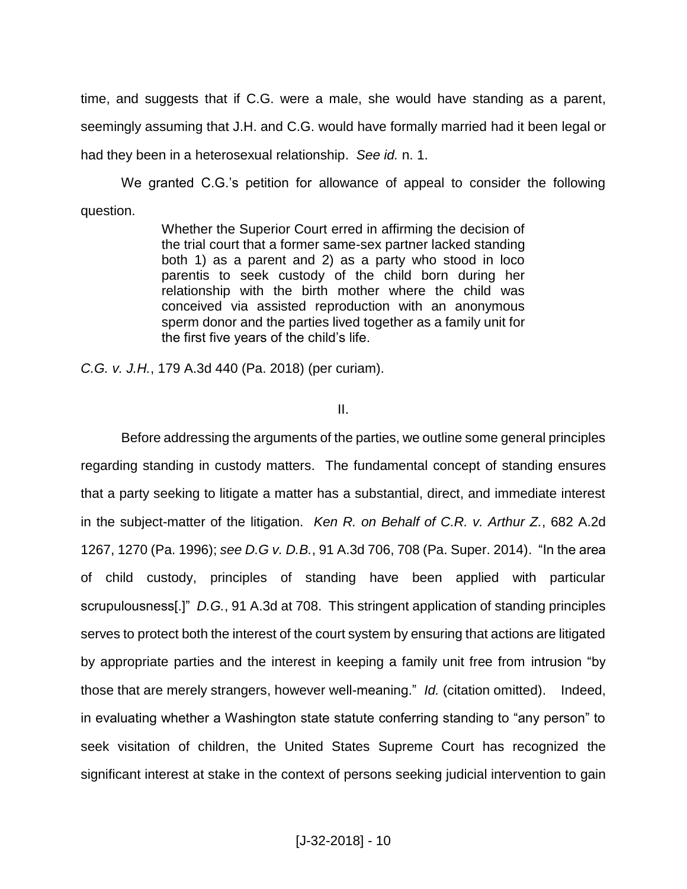time, and suggests that if C.G. were a male, she would have standing as a parent, seemingly assuming that J.H. and C.G. would have formally married had it been legal or had they been in a heterosexual relationship. *See id.* n. 1.

We granted C.G.'s petition for allowance of appeal to consider the following question.

> Whether the Superior Court erred in affirming the decision of the trial court that a former same-sex partner lacked standing both 1) as a parent and 2) as a party who stood in loco parentis to seek custody of the child born during her relationship with the birth mother where the child was conceived via assisted reproduction with an anonymous sperm donor and the parties lived together as a family unit for the first five years of the child's life.

*C.G. v. J.H.*, 179 A.3d 440 (Pa. 2018) (per curiam).

II.

Before addressing the arguments of the parties, we outline some general principles regarding standing in custody matters. The fundamental concept of standing ensures that a party seeking to litigate a matter has a substantial, direct, and immediate interest in the subject-matter of the litigation. *Ken R. on Behalf of C.R. v. Arthur Z.*, 682 A.2d 1267, 1270 (Pa. 1996); *see D.G v. D.B.*, 91 A.3d 706, 708 (Pa. Super. 2014). "In the area of child custody, principles of standing have been applied with particular scrupulousness[.]" *D.G.*, 91 A.3d at 708. This stringent application of standing principles serves to protect both the interest of the court system by ensuring that actions are litigated by appropriate parties and the interest in keeping a family unit free from intrusion "by those that are merely strangers, however well-meaning." *Id.* (citation omitted). Indeed, in evaluating whether a Washington state statute conferring standing to "any person" to seek visitation of children, the United States Supreme Court has recognized the significant interest at stake in the context of persons seeking judicial intervention to gain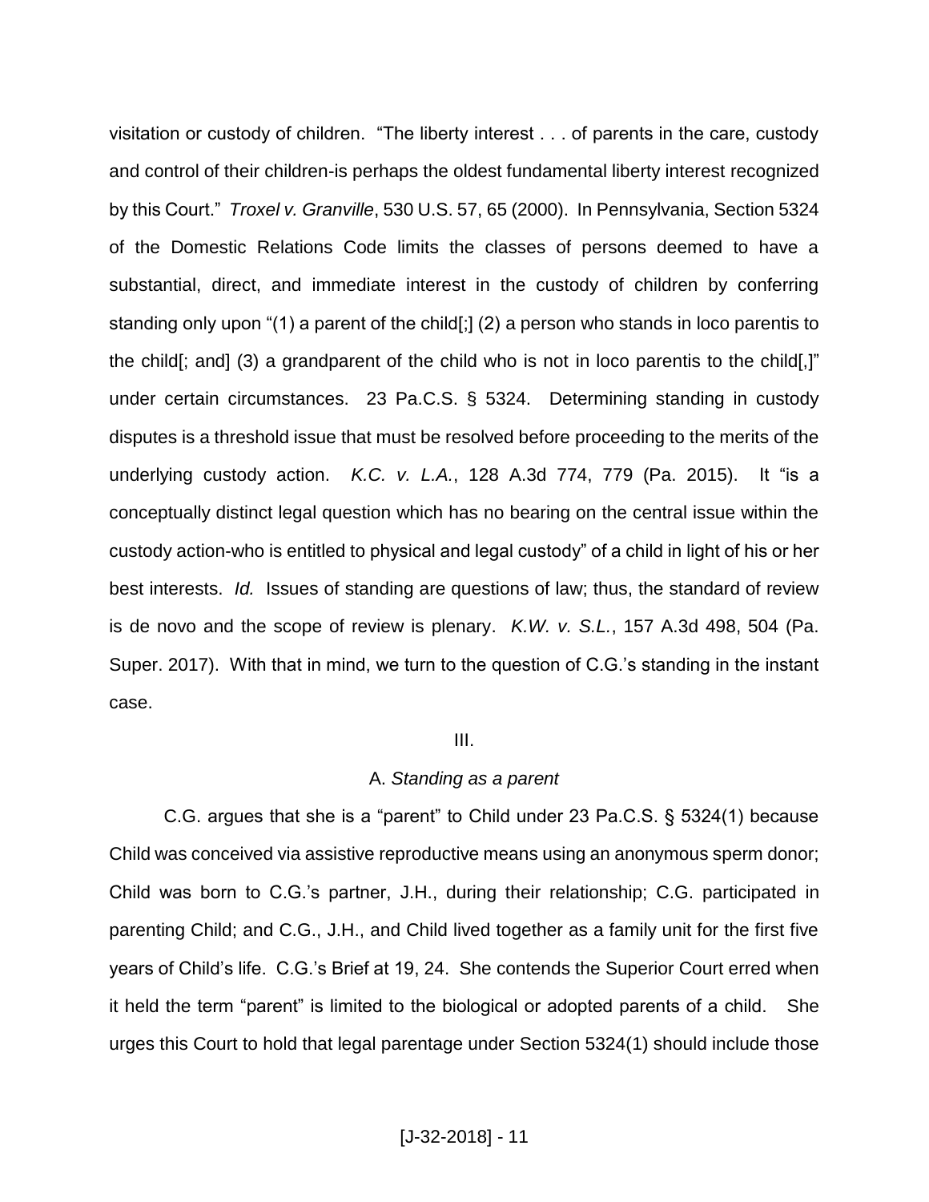visitation or custody of children. "The liberty interest . . . of parents in the care, custody and control of their children-is perhaps the oldest fundamental liberty interest recognized by this Court." *Troxel v. Granville*, 530 U.S. 57, 65 (2000). In Pennsylvania, Section 5324 of the Domestic Relations Code limits the classes of persons deemed to have a substantial, direct, and immediate interest in the custody of children by conferring standing only upon "(1) a parent of the child[;] (2) a person who stands in loco parentis to the child[; and] (3) a grandparent of the child who is not in loco parentis to the child[,]" under certain circumstances. 23 Pa.C.S. § 5324. Determining standing in custody disputes is a threshold issue that must be resolved before proceeding to the merits of the underlying custody action. *K.C. v. L.A.*, 128 A.3d 774, 779 (Pa. 2015). It "is a conceptually distinct legal question which has no bearing on the central issue within the custody action-who is entitled to physical and legal custody" of a child in light of his or her best interests. *Id.* Issues of standing are questions of law; thus, the standard of review is de novo and the scope of review is plenary. *K.W. v. S.L.*, 157 A.3d 498, 504 (Pa. Super. 2017). With that in mind, we turn to the question of C.G.'s standing in the instant case.

III.

A. *Standing as a parent*

C.G. argues that she is a "parent" to Child under 23 Pa.C.S. § 5324(1) because Child was conceived via assistive reproductive means using an anonymous sperm donor; Child was born to C.G.'s partner, J.H., during their relationship; C.G. participated in parenting Child; and C.G., J.H., and Child lived together as a family unit for the first five years of Child's life. C.G.'s Brief at 19, 24. She contends the Superior Court erred when it held the term "parent" is limited to the biological or adopted parents of a child. She urges this Court to hold that legal parentage under Section 5324(1) should include those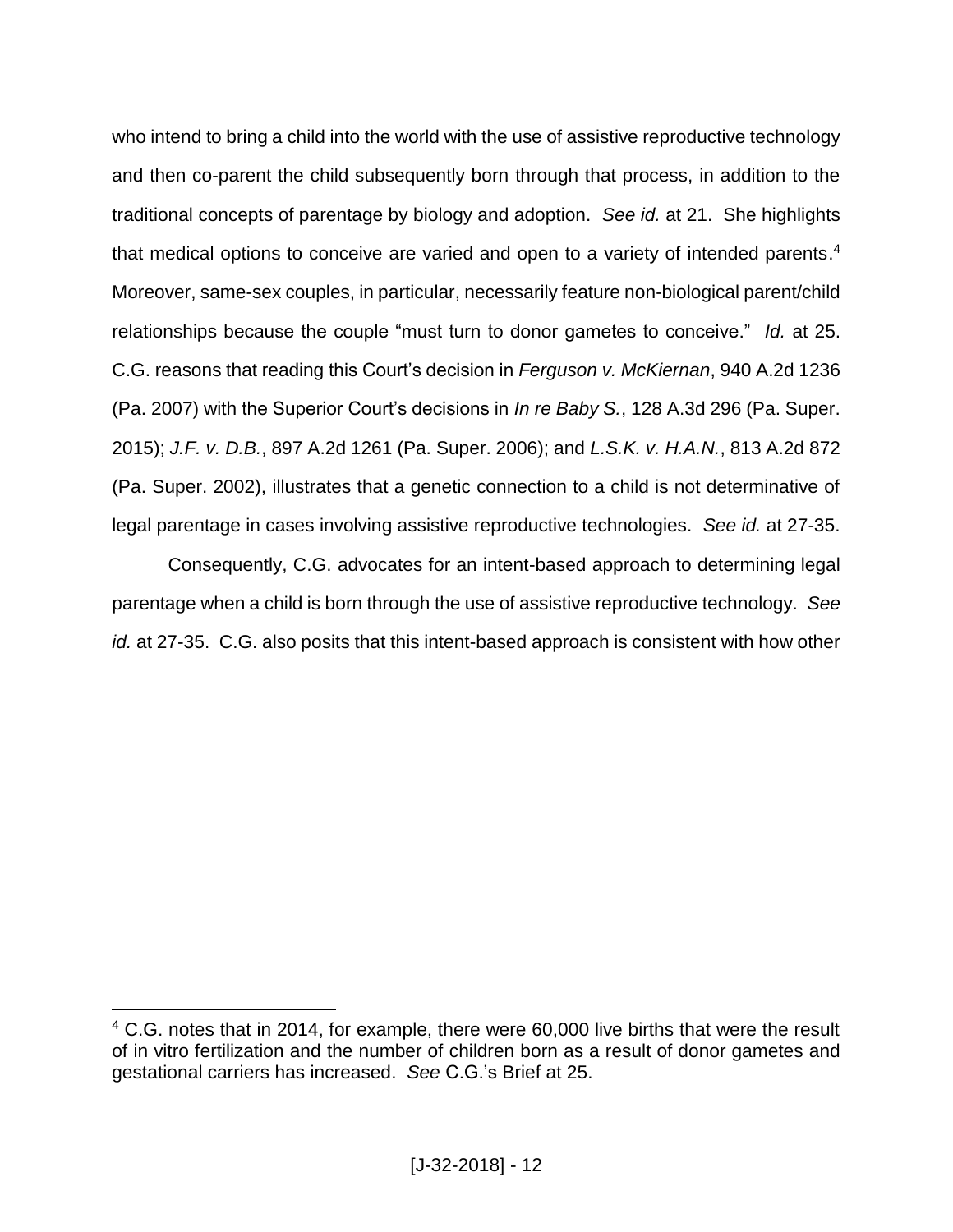who intend to bring a child into the world with the use of assistive reproductive technology and then co-parent the child subsequently born through that process, in addition to the traditional concepts of parentage by biology and adoption. *See id.* at 21. She highlights that medical options to conceive are varied and open to a variety of intended parents.[4] Moreover, same-sex couples, in particular, necessarily feature non-biological parent/child relationships because the couple "must turn to donor gametes to conceive." *Id.* at 25. C.G. reasons that reading this Court's decision in *Ferguson v. McKiernan*, 940 A.2d 1236 (Pa. 2007) with the Superior Court's decisions in *In re Baby S.*, 128 A.3d 296 (Pa. Super. 2015); *J.F. v. D.B.*, 897 A.2d 1261 (Pa. Super. 2006); and *L.S.K. v. H.A.N.*, 813 A.2d 872 (Pa. Super. 2002), illustrates that a genetic connection to a child is not determinative of legal parentage in cases involving assistive reproductive technologies. *See id.* at 27-35.

Consequently, C.G. advocates for an intent-based approach to determining legal parentage when a child is born through the use of assistive reproductive technology. *See id.* at 27-35. C.G. also posits that this intent-based approach is consistent with how other

---

[4] C.G. notes that in 2014, for example, there were 60,000 live births that were the result of in vitro fertilization and the number of children born as a result of donor gametes and gestational carriers has increased. *See* C.G.'s Brief at 25.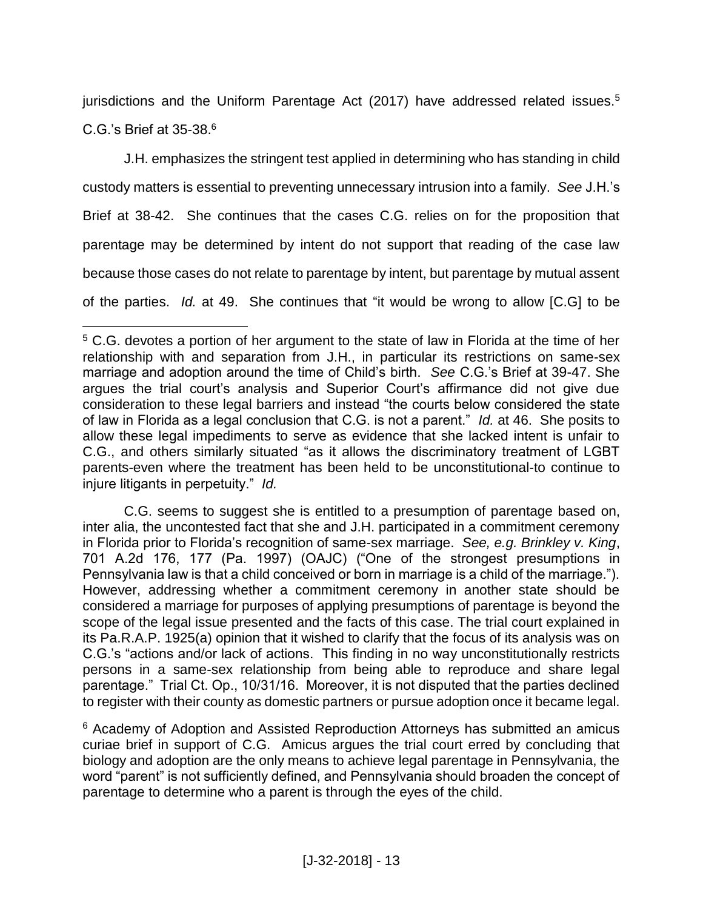jurisdictions and the Uniform Parentage Act (2017) have addressed related issues.[5] C.G.'s Brief at 35-38.[6]

J.H. emphasizes the stringent test applied in determining who has standing in child custody matters is essential to preventing unnecessary intrusion into a family. *See* J.H.'s Brief at 38-42. She continues that the cases C.G. relies on for the proposition that parentage may be determined by intent do not support that reading of the case law because those cases do not relate to parentage by intent, but parentage by mutual assent of the parties. *Id.* at 49. She continues that "it would be wrong to allow [C.G] to be

---

[5] C.G. devotes a portion of her argument to the state of law in Florida at the time of her relationship with and separation from J.H., in particular its restrictions on same-sex marriage and adoption around the time of Child's birth. *See* C.G.'s Brief at 39-47. She argues the trial court's analysis and Superior Court's affirmance did not give due consideration to these legal barriers and instead "the courts below considered the state of law in Florida as a legal conclusion that C.G. is not a parent." *Id.* at 46. She posits to allow these legal impediments to serve as evidence that she lacked intent is unfair to C.G., and others similarly situated "as it allows the discriminatory treatment of LGBT parents-even where the treatment has been held to be unconstitutional-to continue to injure litigants in perpetuity." *Id.*

C.G. seems to suggest she is entitled to a presumption of parentage based on, inter alia, the uncontested fact that she and J.H. participated in a commitment ceremony in Florida prior to Florida's recognition of same-sex marriage. *See, e.g. Brinkley v. King*, 701 A.2d 176, 177 (Pa. 1997) (OAJC) ("One of the strongest presumptions in Pennsylvania law is that a child conceived or born in marriage is a child of the marriage."). However, addressing whether a commitment ceremony in another state should be considered a marriage for purposes of applying presumptions of parentage is beyond the scope of the legal issue presented and the facts of this case. The trial court explained in its Pa.R.A.P. 1925(a) opinion that it wished to clarify that the focus of its analysis was on C.G.'s "actions and/or lack of actions. This finding in no way unconstitutionally restricts persons in a same-sex relationship from being able to reproduce and share legal parentage." Trial Ct. Op., 10/31/16. Moreover, it is not disputed that the parties declined to register with their county as domestic partners or pursue adoption once it became legal.

[6] Academy of Adoption and Assisted Reproduction Attorneys has submitted an amicus curiae brief in support of C.G. Amicus argues the trial court erred by concluding that biology and adoption are the only means to achieve legal parentage in Pennsylvania, the word "parent" is not sufficiently defined, and Pennsylvania should broaden the concept of parentage to determine who a parent is through the eyes of the child.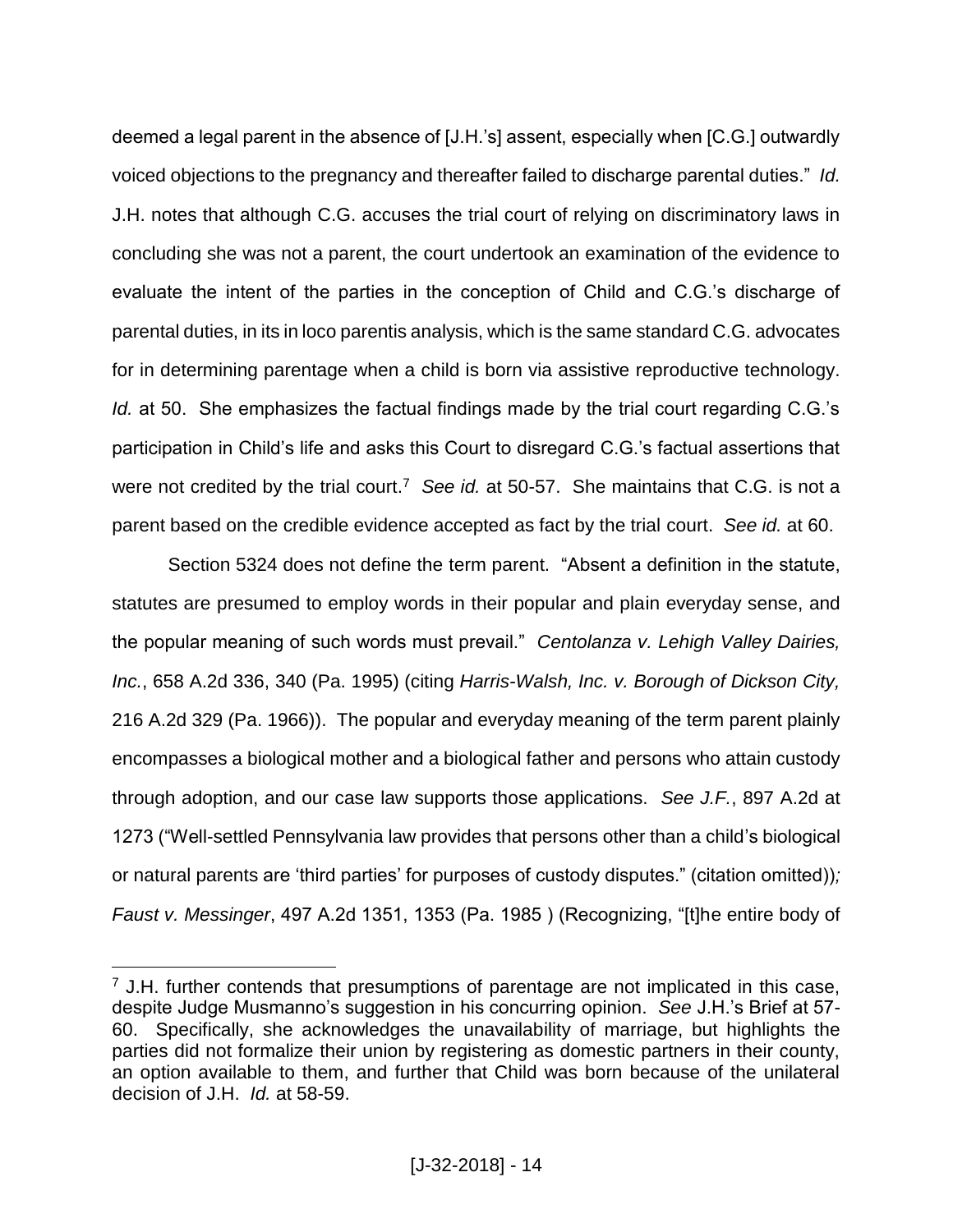deemed a legal parent in the absence of [J.H.'s] assent, especially when [C.G.] outwardly voiced objections to the pregnancy and thereafter failed to discharge parental duties." *Id.* J.H. notes that although C.G. accuses the trial court of relying on discriminatory laws in concluding she was not a parent, the court undertook an examination of the evidence to evaluate the intent of the parties in the conception of Child and C.G.'s discharge of parental duties, in its in loco parentis analysis, which is the same standard C.G. advocates for in determining parentage when a child is born via assistive reproductive technology. *Id.* at 50. She emphasizes the factual findings made by the trial court regarding C.G.'s participation in Child's life and asks this Court to disregard C.G.'s factual assertions that were not credited by the trial court.[7] *See id.* at 50-57. She maintains that C.G. is not a parent based on the credible evidence accepted as fact by the trial court. *See id.* at 60.

Section 5324 does not define the term parent. "Absent a definition in the statute, statutes are presumed to employ words in their popular and plain everyday sense, and the popular meaning of such words must prevail." *Centolanza v. Lehigh Valley Dairies, Inc.*, 658 A.2d 336, 340 (Pa. 1995) (citing *Harris-Walsh, Inc. v. Borough of Dickson City,* 216 A.2d 329 (Pa. 1966)). The popular and everyday meaning of the term parent plainly encompasses a biological mother and a biological father and persons who attain custody through adoption, and our case law supports those applications. *See J.F.*, 897 A.2d at 1273 ("Well-settled Pennsylvania law provides that persons other than a child's biological or natural parents are 'third parties' for purposes of custody disputes." (citation omitted))*; Faust v. Messinger*, 497 A.2d 1351, 1353 (Pa. 1985 ) (Recognizing, "[t]he entire body of

---

[7] J.H. further contends that presumptions of parentage are not implicated in this case, despite Judge Musmanno's suggestion in his concurring opinion. *See* J.H.'s Brief at 57-60. Specifically, she acknowledges the unavailability of marriage, but highlights the parties did not formalize their union by registering as domestic partners in their county, an option available to them, and further that Child was born because of the unilateral decision of J.H. *Id.* at 58-59.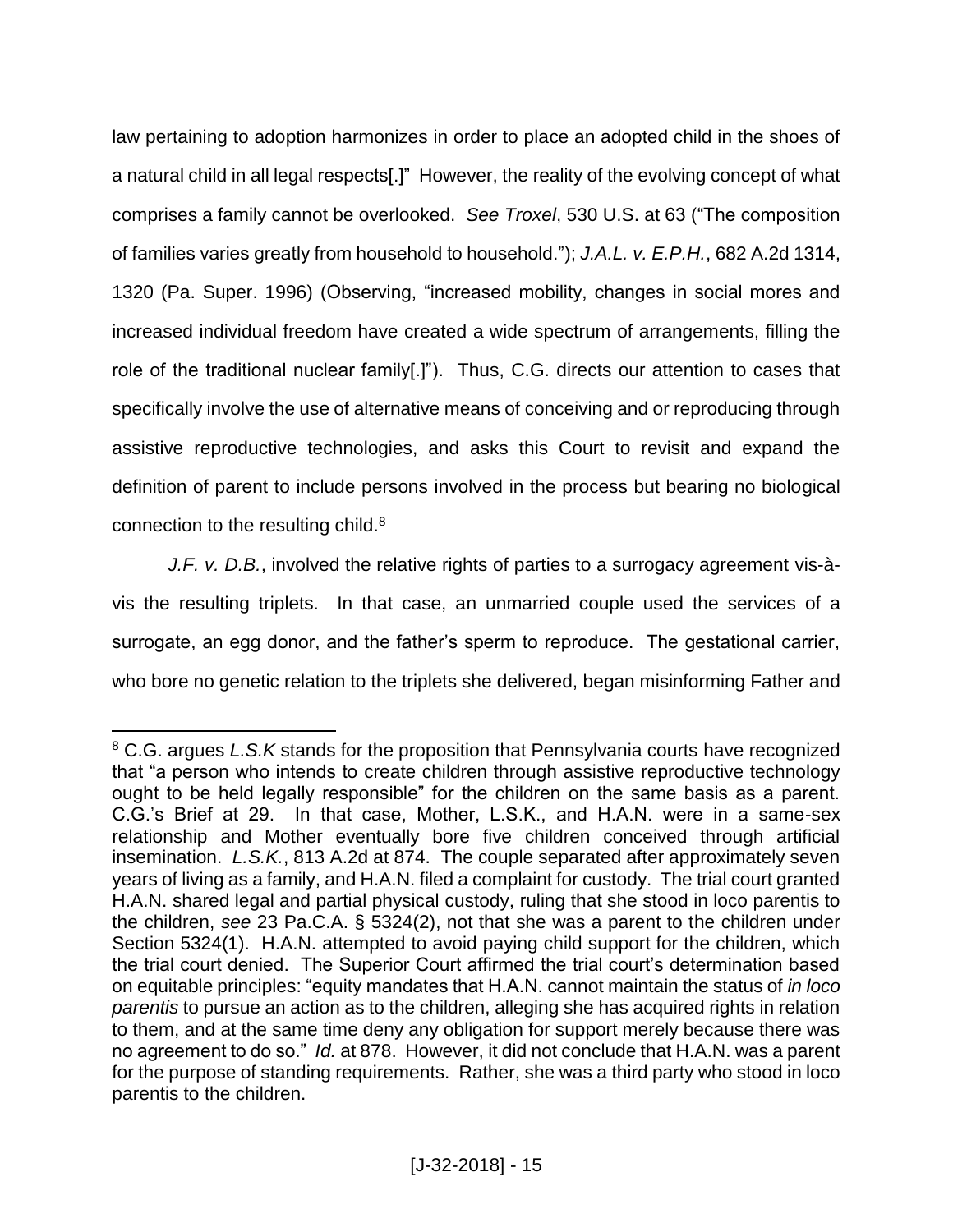law pertaining to adoption harmonizes in order to place an adopted child in the shoes of a natural child in all legal respects[.]" However, the reality of the evolving concept of what comprises a family cannot be overlooked. *See Troxel*, 530 U.S. at 63 ("The composition of families varies greatly from household to household."); *J.A.L. v. E.P.H.*, 682 A.2d 1314, 1320 (Pa. Super. 1996) (Observing, "increased mobility, changes in social mores and increased individual freedom have created a wide spectrum of arrangements, filling the role of the traditional nuclear family[.]"). Thus, C.G. directs our attention to cases that specifically involve the use of alternative means of conceiving and or reproducing through assistive reproductive technologies, and asks this Court to revisit and expand the definition of parent to include persons involved in the process but bearing no biological connection to the resulting child.[8]

*J.F. v. D.B.*, involved the relative rights of parties to a surrogacy agreement vis-à-vis the resulting triplets. In that case, an unmarried couple used the services of a surrogate, an egg donor, and the father's sperm to reproduce. The gestational carrier, who bore no genetic relation to the triplets she delivered, began misinforming Father and

---

[8] C.G. argues *L.S.K* stands for the proposition that Pennsylvania courts have recognized that "a person who intends to create children through assistive reproductive technology ought to be held legally responsible" for the children on the same basis as a parent. C.G.'s Brief at 29. In that case, Mother, L.S.K., and H.A.N. were in a same-sex relationship and Mother eventually bore five children conceived through artificial insemination. *L.S.K.*, 813 A.2d at 874. The couple separated after approximately seven years of living as a family, and H.A.N. filed a complaint for custody. The trial court granted H.A.N. shared legal and partial physical custody, ruling that she stood in loco parentis to the children, *see* 23 Pa.C.A. § 5324(2), not that she was a parent to the children under Section 5324(1). H.A.N. attempted to avoid paying child support for the children, which the trial court denied. The Superior Court affirmed the trial court's determination based on equitable principles: "equity mandates that H.A.N. cannot maintain the status of *in loco parentis* to pursue an action as to the children, alleging she has acquired rights in relation to them, and at the same time deny any obligation for support merely because there was no agreement to do so." *Id.* at 878. However, it did not conclude that H.A.N. was a parent for the purpose of standing requirements. Rather, she was a third party who stood in loco parentis to the children.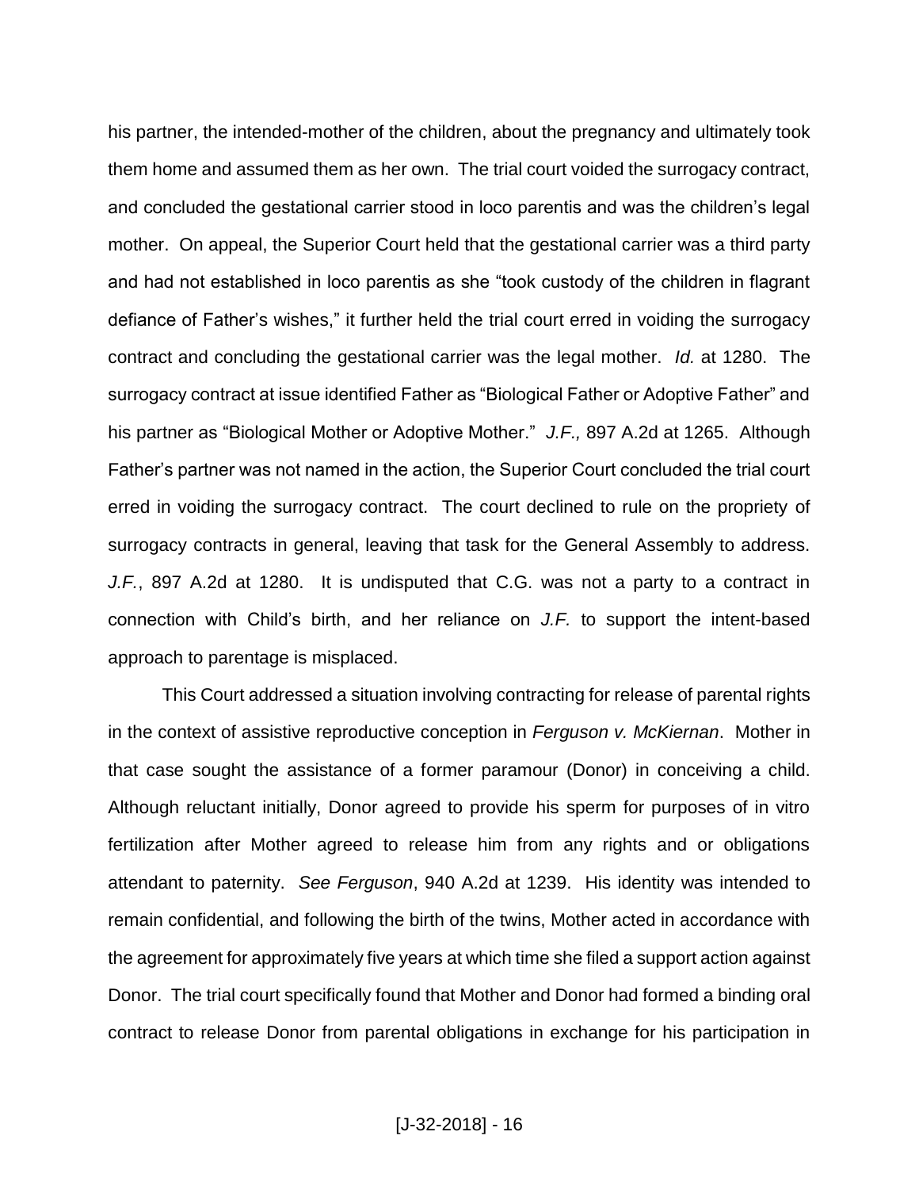his partner, the intended-mother of the children, about the pregnancy and ultimately took them home and assumed them as her own. The trial court voided the surrogacy contract, and concluded the gestational carrier stood in loco parentis and was the children's legal mother. On appeal, the Superior Court held that the gestational carrier was a third party and had not established in loco parentis as she "took custody of the children in flagrant defiance of Father's wishes," it further held the trial court erred in voiding the surrogacy contract and concluding the gestational carrier was the legal mother. *Id.* at 1280. The surrogacy contract at issue identified Father as "Biological Father or Adoptive Father" and his partner as "Biological Mother or Adoptive Mother." *J.F.,* 897 A.2d at 1265. Although Father's partner was not named in the action, the Superior Court concluded the trial court erred in voiding the surrogacy contract. The court declined to rule on the propriety of surrogacy contracts in general, leaving that task for the General Assembly to address. *J.F.*, 897 A.2d at 1280. It is undisputed that C.G. was not a party to a contract in connection with Child's birth, and her reliance on *J.F.* to support the intent-based approach to parentage is misplaced.

This Court addressed a situation involving contracting for release of parental rights in the context of assistive reproductive conception in *Ferguson v. McKiernan*. Mother in that case sought the assistance of a former paramour (Donor) in conceiving a child. Although reluctant initially, Donor agreed to provide his sperm for purposes of in vitro fertilization after Mother agreed to release him from any rights and or obligations attendant to paternity. *See Ferguson*, 940 A.2d at 1239. His identity was intended to remain confidential, and following the birth of the twins, Mother acted in accordance with the agreement for approximately five years at which time she filed a support action against Donor. The trial court specifically found that Mother and Donor had formed a binding oral contract to release Donor from parental obligations in exchange for his participation in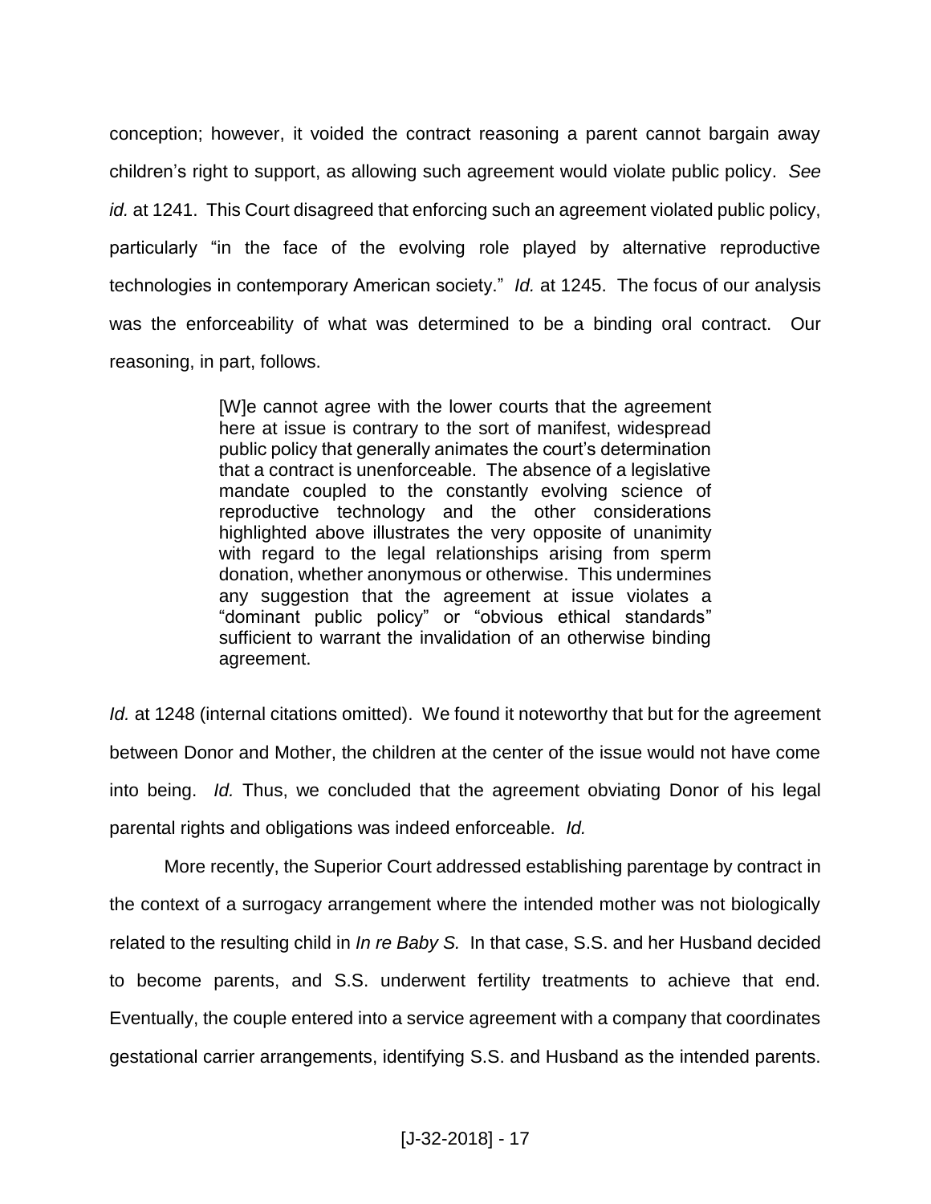conception; however, it voided the contract reasoning a parent cannot bargain away children's right to support, as allowing such agreement would violate public policy. *See id.* at 1241. This Court disagreed that enforcing such an agreement violated public policy, particularly "in the face of the evolving role played by alternative reproductive technologies in contemporary American society." *Id.* at 1245. The focus of our analysis was the enforceability of what was determined to be a binding oral contract. Our reasoning, in part, follows.

> [W]e cannot agree with the lower courts that the agreement here at issue is contrary to the sort of manifest, widespread public policy that generally animates the court's determination that a contract is unenforceable. The absence of a legislative mandate coupled to the constantly evolving science of reproductive technology and the other considerations highlighted above illustrates the very opposite of unanimity with regard to the legal relationships arising from sperm donation, whether anonymous or otherwise. This undermines any suggestion that the agreement at issue violates a "dominant public policy" or "obvious ethical standards" sufficient to warrant the invalidation of an otherwise binding agreement.

*Id.* at 1248 (internal citations omitted). We found it noteworthy that but for the agreement between Donor and Mother, the children at the center of the issue would not have come into being. *Id.* Thus, we concluded that the agreement obviating Donor of his legal parental rights and obligations was indeed enforceable. *Id.*

More recently, the Superior Court addressed establishing parentage by contract in the context of a surrogacy arrangement where the intended mother was not biologically related to the resulting child in *In re Baby S.* In that case, S.S. and her Husband decided to become parents, and S.S. underwent fertility treatments to achieve that end. Eventually, the couple entered into a service agreement with a company that coordinates gestational carrier arrangements, identifying S.S. and Husband as the intended parents.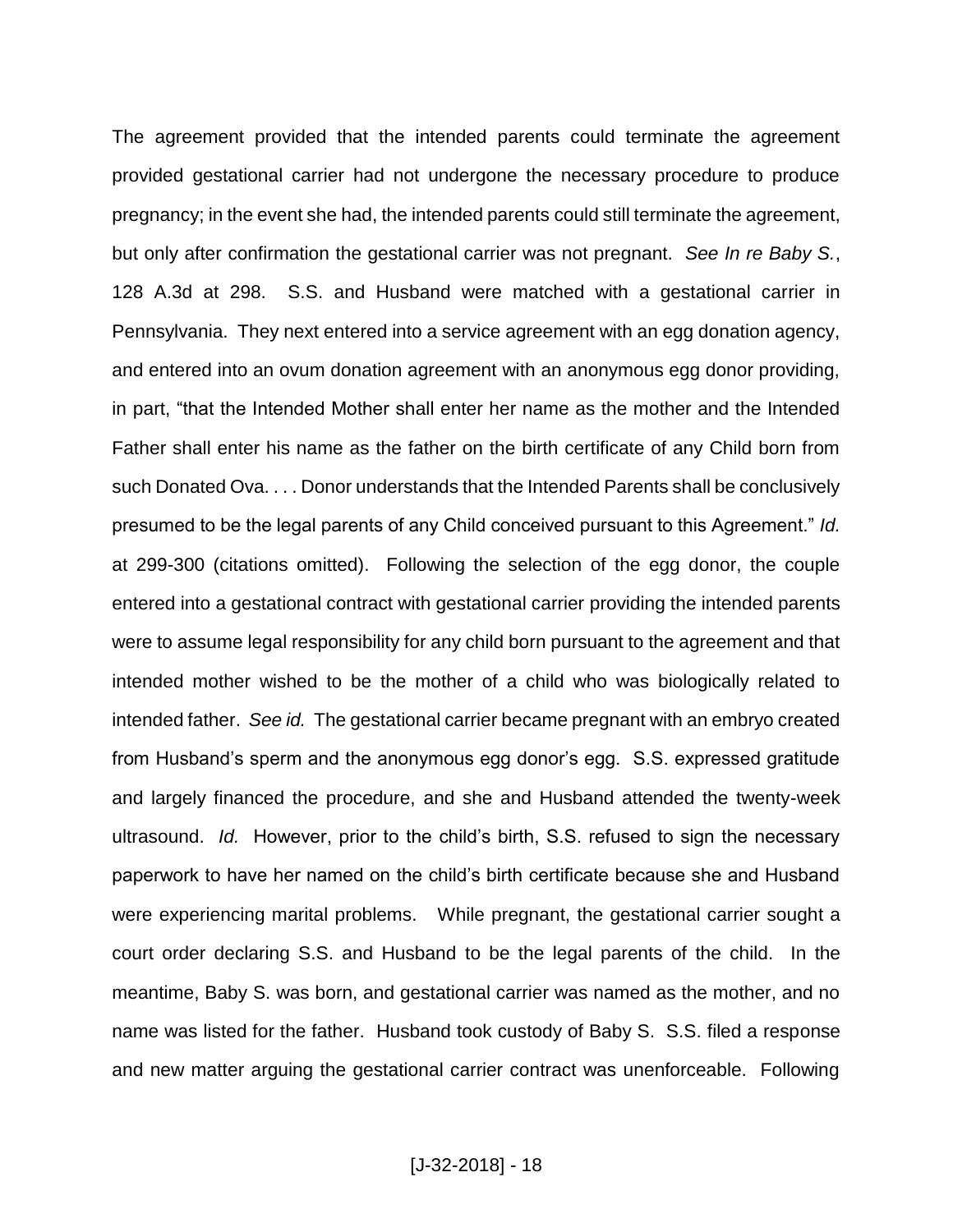The agreement provided that the intended parents could terminate the agreement provided gestational carrier had not undergone the necessary procedure to produce pregnancy; in the event she had, the intended parents could still terminate the agreement, but only after confirmation the gestational carrier was not pregnant. *See In re Baby S.*, 128 A.3d at 298. S.S. and Husband were matched with a gestational carrier in Pennsylvania. They next entered into a service agreement with an egg donation agency, and entered into an ovum donation agreement with an anonymous egg donor providing, in part, "that the Intended Mother shall enter her name as the mother and the Intended Father shall enter his name as the father on the birth certificate of any Child born from such Donated Ova. . . . Donor understands that the Intended Parents shall be conclusively presumed to be the legal parents of any Child conceived pursuant to this Agreement." *Id.* at 299-300 (citations omitted). Following the selection of the egg donor, the couple entered into a gestational contract with gestational carrier providing the intended parents were to assume legal responsibility for any child born pursuant to the agreement and that intended mother wished to be the mother of a child who was biologically related to intended father. *See id.* The gestational carrier became pregnant with an embryo created from Husband's sperm and the anonymous egg donor's egg. S.S. expressed gratitude and largely financed the procedure, and she and Husband attended the twenty-week ultrasound. *Id.* However, prior to the child's birth, S.S. refused to sign the necessary paperwork to have her named on the child's birth certificate because she and Husband were experiencing marital problems. While pregnant, the gestational carrier sought a court order declaring S.S. and Husband to be the legal parents of the child. In the meantime, Baby S. was born, and gestational carrier was named as the mother, and no name was listed for the father. Husband took custody of Baby S. S.S. filed a response and new matter arguing the gestational carrier contract was unenforceable. Following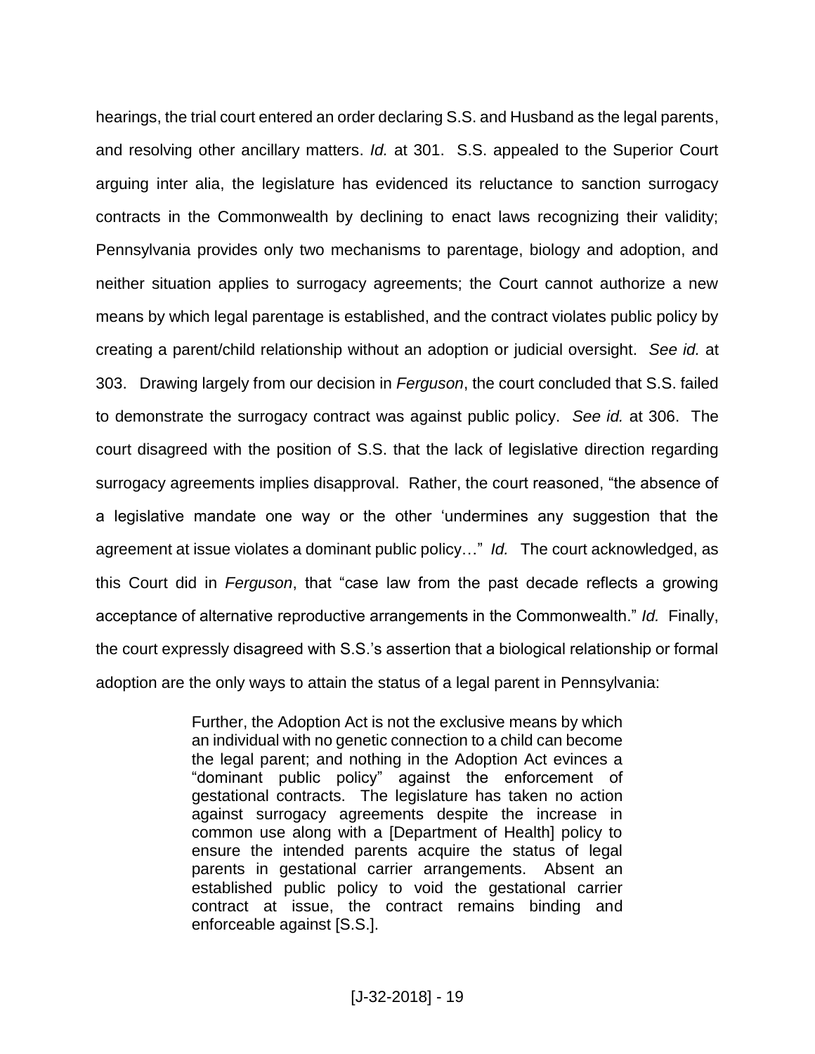hearings, the trial court entered an order declaring S.S. and Husband as the legal parents, and resolving other ancillary matters. *Id.* at 301. S.S. appealed to the Superior Court arguing inter alia, the legislature has evidenced its reluctance to sanction surrogacy contracts in the Commonwealth by declining to enact laws recognizing their validity; Pennsylvania provides only two mechanisms to parentage, biology and adoption, and neither situation applies to surrogacy agreements; the Court cannot authorize a new means by which legal parentage is established, and the contract violates public policy by creating a parent/child relationship without an adoption or judicial oversight. *See id.* at 303. Drawing largely from our decision in *Ferguson*, the court concluded that S.S. failed to demonstrate the surrogacy contract was against public policy. *See id.* at 306. The court disagreed with the position of S.S. that the lack of legislative direction regarding surrogacy agreements implies disapproval. Rather, the court reasoned, "the absence of a legislative mandate one way or the other 'undermines any suggestion that the agreement at issue violates a dominant public policy…" *Id.* The court acknowledged, as this Court did in *Ferguson*, that "case law from the past decade reflects a growing acceptance of alternative reproductive arrangements in the Commonwealth." *Id.* Finally, the court expressly disagreed with S.S.'s assertion that a biological relationship or formal adoption are the only ways to attain the status of a legal parent in Pennsylvania:

> Further, the Adoption Act is not the exclusive means by which an individual with no genetic connection to a child can become the legal parent; and nothing in the Adoption Act evinces a "dominant public policy" against the enforcement of gestational contracts. The legislature has taken no action against surrogacy agreements despite the increase in common use along with a [Department of Health] policy to ensure the intended parents acquire the status of legal parents in gestational carrier arrangements. Absent an established public policy to void the gestational carrier contract at issue, the contract remains binding and enforceable against [S.S.].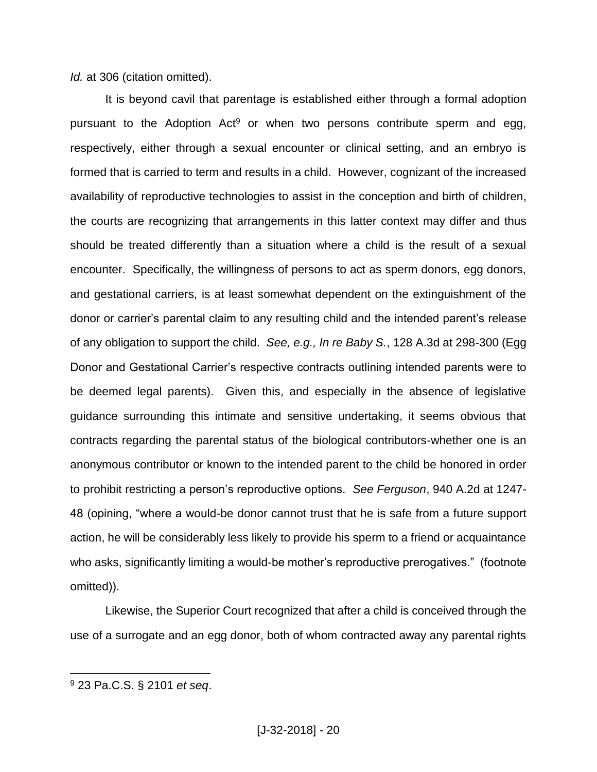*Id.* at 306 (citation omitted).

It is beyond cavil that parentage is established either through a formal adoption pursuant to the Adoption Act[9] or when two persons contribute sperm and egg, respectively, either through a sexual encounter or clinical setting, and an embryo is formed that is carried to term and results in a child. However, cognizant of the increased availability of reproductive technologies to assist in the conception and birth of children, the courts are recognizing that arrangements in this latter context may differ and thus should be treated differently than a situation where a child is the result of a sexual encounter. Specifically, the willingness of persons to act as sperm donors, egg donors, and gestational carriers, is at least somewhat dependent on the extinguishment of the donor or carrier's parental claim to any resulting child and the intended parent's release of any obligation to support the child. *See, e.g., In re Baby S.*, 128 A.3d at 298-300 (Egg Donor and Gestational Carrier's respective contracts outlining intended parents were to be deemed legal parents). Given this, and especially in the absence of legislative guidance surrounding this intimate and sensitive undertaking, it seems obvious that contracts regarding the parental status of the biological contributors-whether one is an anonymous contributor or known to the intended parent to the child be honored in order to prohibit restricting a person's reproductive options. *See Ferguson*, 940 A.2d at 1247-48 (opining, "where a would-be donor cannot trust that he is safe from a future support action, he will be considerably less likely to provide his sperm to a friend or acquaintance who asks, significantly limiting a would-be mother's reproductive prerogatives." (footnote omitted)).

Likewise, the Superior Court recognized that after a child is conceived through the use of a surrogate and an egg donor, both of whom contracted away any parental rights

---

[9] 23 Pa.C.S. § 2101 *et seq*.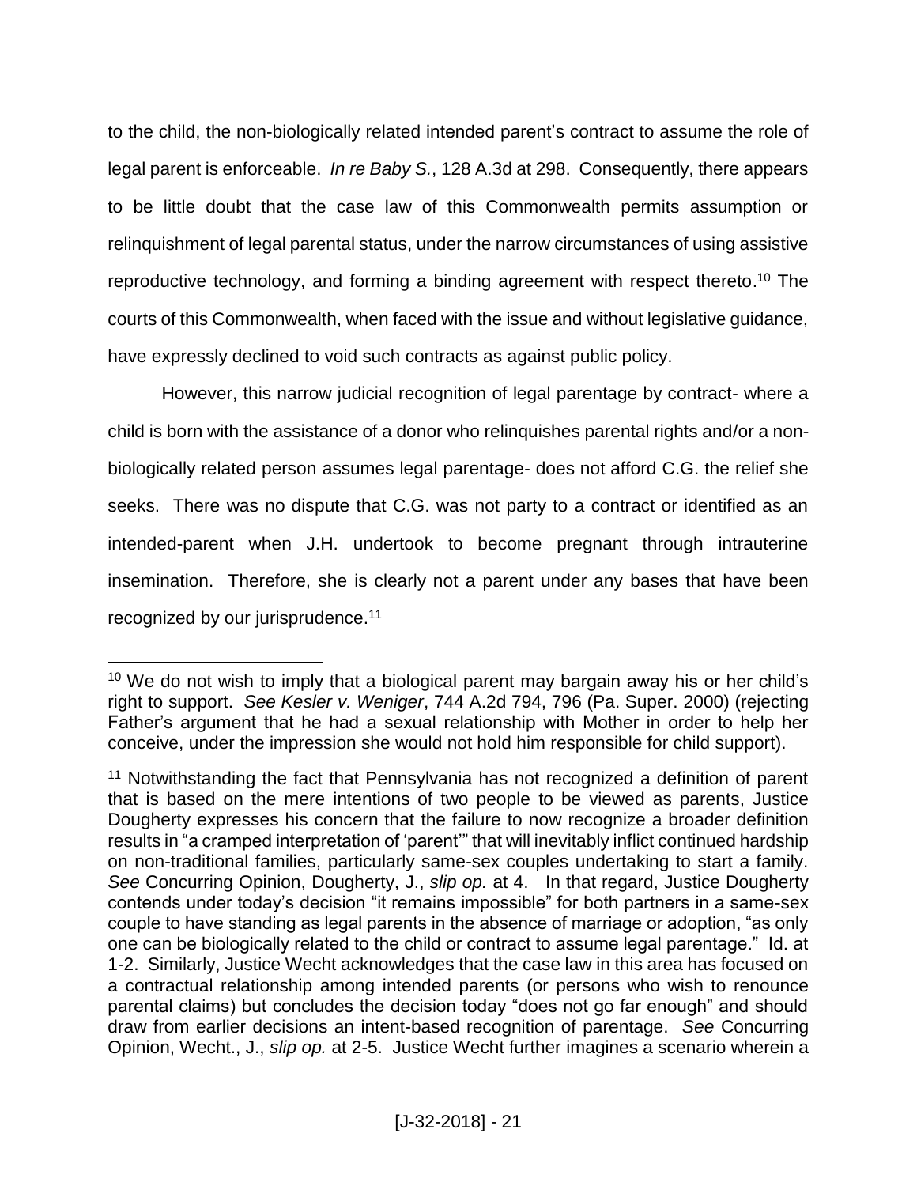to the child, the non-biologically related intended parent's contract to assume the role of legal parent is enforceable. *In re Baby S.*, 128 A.3d at 298. Consequently, there appears to be little doubt that the case law of this Commonwealth permits assumption or relinquishment of legal parental status, under the narrow circumstances of using assistive reproductive technology, and forming a binding agreement with respect thereto.[10] The courts of this Commonwealth, when faced with the issue and without legislative guidance, have expressly declined to void such contracts as against public policy.

However, this narrow judicial recognition of legal parentage by contract- where a child is born with the assistance of a donor who relinquishes parental rights and/or a non-biologically related person assumes legal parentage- does not afford C.G. the relief she seeks. There was no dispute that C.G. was not party to a contract or identified as an intended-parent when J.H. undertook to become pregnant through intrauterine insemination. Therefore, she is clearly not a parent under any bases that have been recognized by our jurisprudence.[11]

---

[10] We do not wish to imply that a biological parent may bargain away his or her child's right to support. *See Kesler v. Weniger*, 744 A.2d 794, 796 (Pa. Super. 2000) (rejecting Father's argument that he had a sexual relationship with Mother in order to help her conceive, under the impression she would not hold him responsible for child support).

[11] Notwithstanding the fact that Pennsylvania has not recognized a definition of parent that is based on the mere intentions of two people to be viewed as parents, Justice Dougherty expresses his concern that the failure to now recognize a broader definition results in "a cramped interpretation of 'parent'" that will inevitably inflict continued hardship on non-traditional families, particularly same-sex couples undertaking to start a family. *See* Concurring Opinion, Dougherty, J., *slip op.* at 4. In that regard, Justice Dougherty contends under today's decision "it remains impossible" for both partners in a same-sex couple to have standing as legal parents in the absence of marriage or adoption, "as only one can be biologically related to the child or contract to assume legal parentage." Id. at 1-2. Similarly, Justice Wecht acknowledges that the case law in this area has focused on a contractual relationship among intended parents (or persons who wish to renounce parental claims) but concludes the decision today "does not go far enough" and should draw from earlier decisions an intent-based recognition of parentage. *See* Concurring Opinion, Wecht., J., *slip op.* at 2-5. Justice Wecht further imagines a scenario wherein a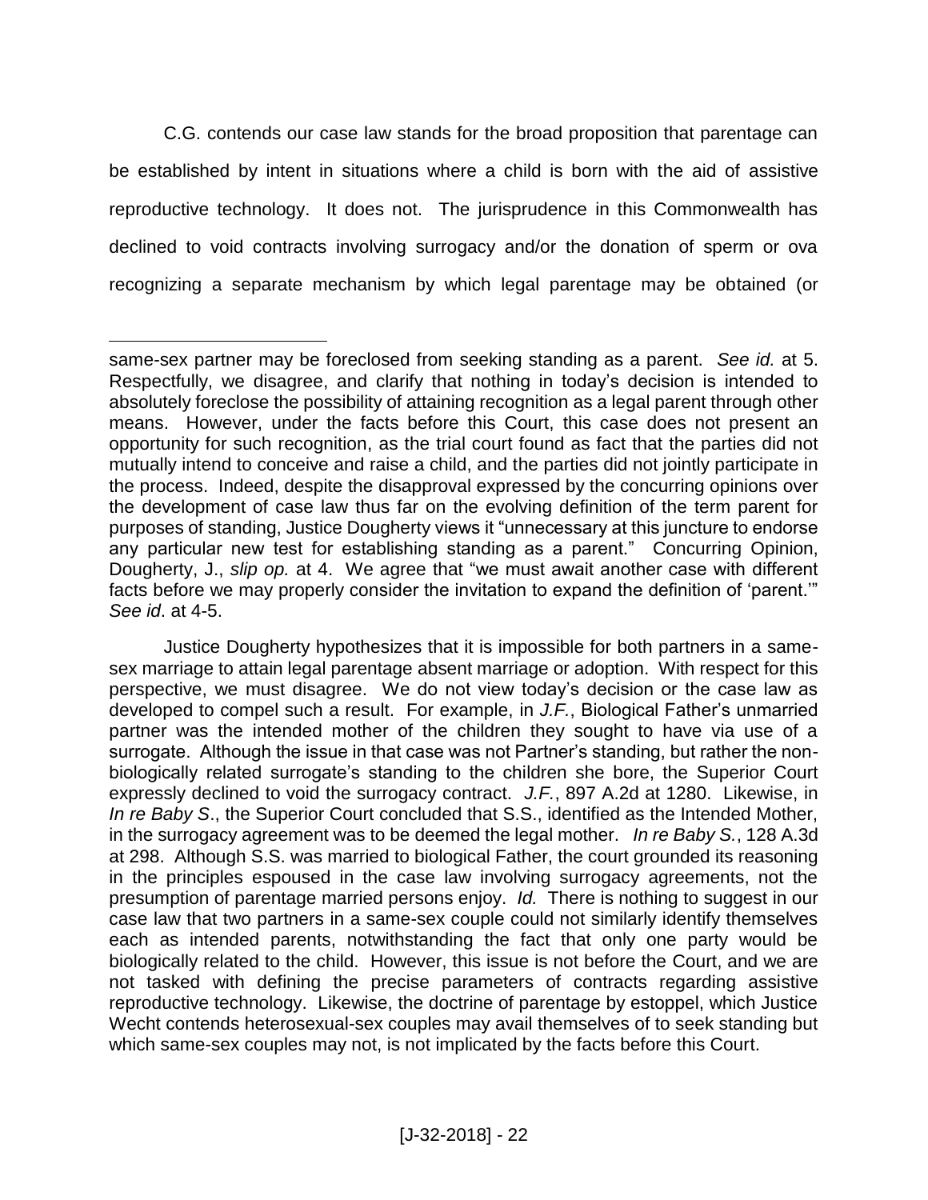C.G. contends our case law stands for the broad proposition that parentage can be established by intent in situations where a child is born with the aid of assistive reproductive technology. It does not. The jurisprudence in this Commonwealth has declined to void contracts involving surrogacy and/or the donation of sperm or ova recognizing a separate mechanism by which legal parentage may be obtained (or

---

same-sex partner may be foreclosed from seeking standing as a parent. *See id.* at 5. Respectfully, we disagree, and clarify that nothing in today's decision is intended to absolutely foreclose the possibility of attaining recognition as a legal parent through other means. However, under the facts before this Court, this case does not present an opportunity for such recognition, as the trial court found as fact that the parties did not mutually intend to conceive and raise a child, and the parties did not jointly participate in the process. Indeed, despite the disapproval expressed by the concurring opinions over the development of case law thus far on the evolving definition of the term parent for purposes of standing, Justice Dougherty views it "unnecessary at this juncture to endorse any particular new test for establishing standing as a parent." Concurring Opinion, Dougherty, J., *slip op.* at 4. We agree that "we must await another case with different facts before we may properly consider the invitation to expand the definition of 'parent.'" *See id*. at 4-5.

Justice Dougherty hypothesizes that it is impossible for both partners in a same-sex marriage to attain legal parentage absent marriage or adoption. With respect for this perspective, we must disagree. We do not view today's decision or the case law as developed to compel such a result. For example, in *J.F.*, Biological Father's unmarried partner was the intended mother of the children they sought to have via use of a surrogate. Although the issue in that case was not Partner's standing, but rather the non-biologically related surrogate's standing to the children she bore, the Superior Court expressly declined to void the surrogacy contract. *J.F.*, 897 A.2d at 1280. Likewise, in *In re Baby S*., the Superior Court concluded that S.S., identified as the Intended Mother, in the surrogacy agreement was to be deemed the legal mother. *In re Baby S.*, 128 A.3d at 298. Although S.S. was married to biological Father, the court grounded its reasoning in the principles espoused in the case law involving surrogacy agreements, not the presumption of parentage married persons enjoy. *Id.* There is nothing to suggest in our case law that two partners in a same-sex couple could not similarly identify themselves each as intended parents, notwithstanding the fact that only one party would be biologically related to the child. However, this issue is not before the Court, and we are not tasked with defining the precise parameters of contracts regarding assistive reproductive technology. Likewise, the doctrine of parentage by estoppel, which Justice Wecht contends heterosexual-sex couples may avail themselves of to seek standing but which same-sex couples may not, is not implicated by the facts before this Court.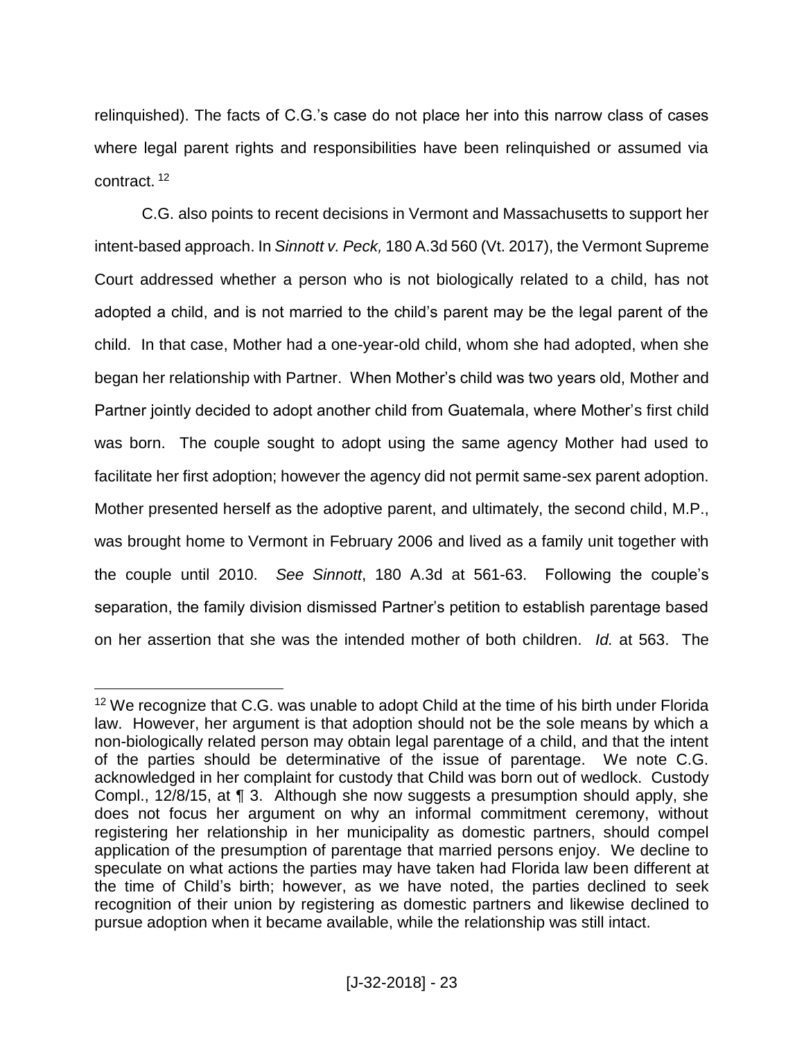relinquished). The facts of C.G.'s case do not place her into this narrow class of cases where legal parent rights and responsibilities have been relinquished or assumed via contract. [12]

C.G. also points to recent decisions in Vermont and Massachusetts to support her intent-based approach. In *Sinnott v. Peck,* 180 A.3d 560 (Vt. 2017), the Vermont Supreme Court addressed whether a person who is not biologically related to a child, has not adopted a child, and is not married to the child's parent may be the legal parent of the child. In that case, Mother had a one-year-old child, whom she had adopted, when she began her relationship with Partner. When Mother's child was two years old, Mother and Partner jointly decided to adopt another child from Guatemala, where Mother's first child was born. The couple sought to adopt using the same agency Mother had used to facilitate her first adoption; however the agency did not permit same-sex parent adoption. Mother presented herself as the adoptive parent, and ultimately, the second child, M.P., was brought home to Vermont in February 2006 and lived as a family unit together with the couple until 2010. *See Sinnott*, 180 A.3d at 561-63. Following the couple's separation, the family division dismissed Partner's petition to establish parentage based on her assertion that she was the intended mother of both children. *Id.* at 563. The

---

[12] We recognize that C.G. was unable to adopt Child at the time of his birth under Florida law. However, her argument is that adoption should not be the sole means by which a non-biologically related person may obtain legal parentage of a child, and that the intent of the parties should be determinative of the issue of parentage. We note C.G. acknowledged in her complaint for custody that Child was born out of wedlock. Custody Compl., 12/8/15, at ¶ 3. Although she now suggests a presumption should apply, she does not focus her argument on why an informal commitment ceremony, without registering her relationship in her municipality as domestic partners, should compel application of the presumption of parentage that married persons enjoy. We decline to speculate on what actions the parties may have taken had Florida law been different at the time of Child's birth; however, as we have noted, the parties declined to seek recognition of their union by registering as domestic partners and likewise declined to pursue adoption when it became available, while the relationship was still intact.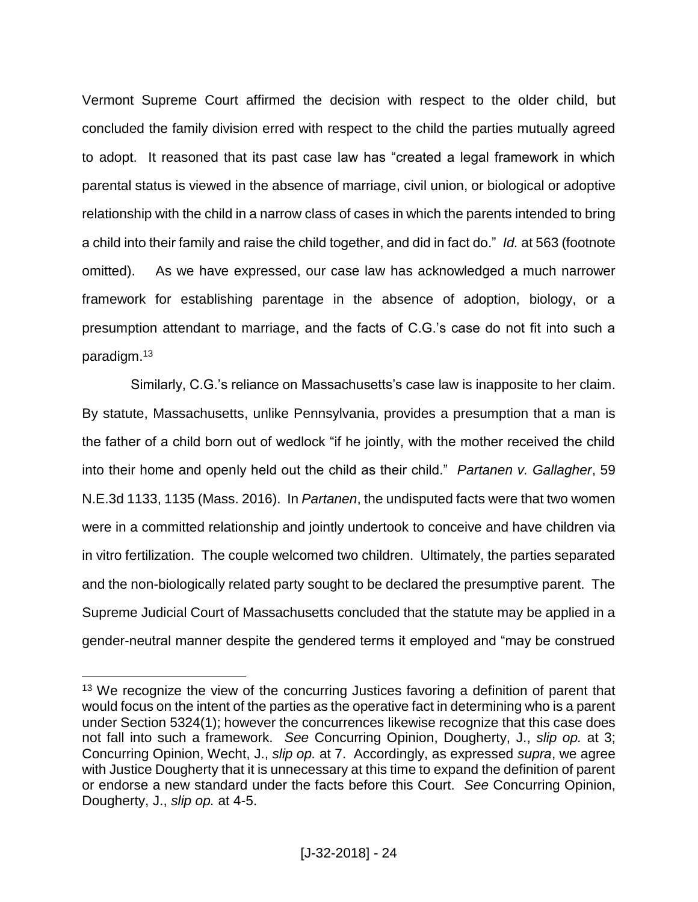Vermont Supreme Court affirmed the decision with respect to the older child, but concluded the family division erred with respect to the child the parties mutually agreed to adopt. It reasoned that its past case law has "created a legal framework in which parental status is viewed in the absence of marriage, civil union, or biological or adoptive relationship with the child in a narrow class of cases in which the parents intended to bring a child into their family and raise the child together, and did in fact do." *Id.* at 563 (footnote omitted). As we have expressed, our case law has acknowledged a much narrower framework for establishing parentage in the absence of adoption, biology, or a presumption attendant to marriage, and the facts of C.G.'s case do not fit into such a paradigm.[13]

Similarly, C.G.'s reliance on Massachusetts's case law is inapposite to her claim. By statute, Massachusetts, unlike Pennsylvania, provides a presumption that a man is the father of a child born out of wedlock "if he jointly, with the mother received the child into their home and openly held out the child as their child." *Partanen v. Gallagher*, 59 N.E.3d 1133, 1135 (Mass. 2016). In *Partanen*, the undisputed facts were that two women were in a committed relationship and jointly undertook to conceive and have children via in vitro fertilization. The couple welcomed two children. Ultimately, the parties separated and the non-biologically related party sought to be declared the presumptive parent. The Supreme Judicial Court of Massachusetts concluded that the statute may be applied in a gender-neutral manner despite the gendered terms it employed and "may be construed

---

[13] We recognize the view of the concurring Justices favoring a definition of parent that would focus on the intent of the parties as the operative fact in determining who is a parent under Section 5324(1); however the concurrences likewise recognize that this case does not fall into such a framework. *See* Concurring Opinion, Dougherty, J., *slip op.* at 3; Concurring Opinion, Wecht, J., *slip op.* at 7. Accordingly, as expressed *supra*, we agree with Justice Dougherty that it is unnecessary at this time to expand the definition of parent or endorse a new standard under the facts before this Court. *See* Concurring Opinion, Dougherty, J., *slip op.* at 4-5.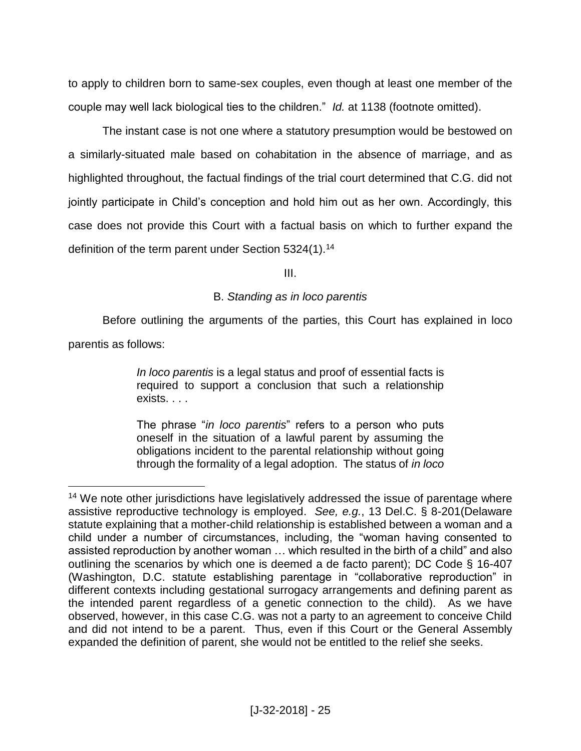to apply to children born to same-sex couples, even though at least one member of the couple may well lack biological ties to the children." *Id.* at 1138 (footnote omitted).

The instant case is not one where a statutory presumption would be bestowed on a similarly-situated male based on cohabitation in the absence of marriage, and as highlighted throughout, the factual findings of the trial court determined that C.G. did not jointly participate in Child's conception and hold him out as her own. Accordingly, this case does not provide this Court with a factual basis on which to further expand the definition of the term parent under Section 5324(1).[14]

III.

B. *Standing as in loco parentis*

Before outlining the arguments of the parties, this Court has explained in loco parentis as follows:

> *In loco parentis* is a legal status and proof of essential facts is required to support a conclusion that such a relationship exists. . . .
>
> The phrase "*in loco parentis*" refers to a person who puts oneself in the situation of a lawful parent by assuming the obligations incident to the parental relationship without going through the formality of a legal adoption. The status of *in loco*

---

[14] We note other jurisdictions have legislatively addressed the issue of parentage where assistive reproductive technology is employed. *See, e.g.*, 13 Del.C. § 8-201(Delaware statute explaining that a mother-child relationship is established between a woman and a child under a number of circumstances, including, the "woman having consented to assisted reproduction by another woman … which resulted in the birth of a child" and also outlining the scenarios by which one is deemed a de facto parent); DC Code § 16-407 (Washington, D.C. statute establishing parentage in "collaborative reproduction" in different contexts including gestational surrogacy arrangements and defining parent as the intended parent regardless of a genetic connection to the child). As we have observed, however, in this case C.G. was not a party to an agreement to conceive Child and did not intend to be a parent. Thus, even if this Court or the General Assembly expanded the definition of parent, she would not be entitled to the relief she seeks.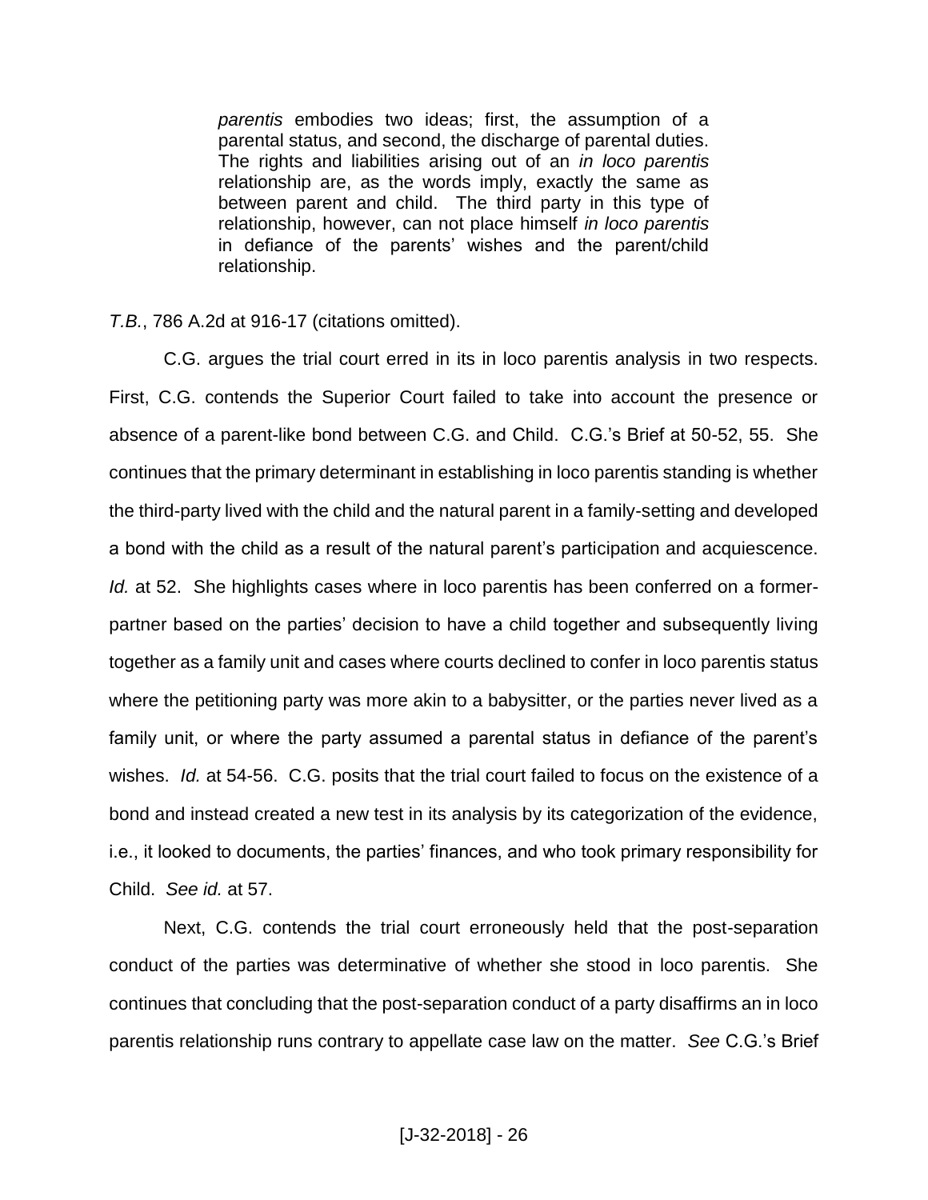> *parentis* embodies two ideas; first, the assumption of a parental status, and second, the discharge of parental duties. The rights and liabilities arising out of an *in loco parentis* relationship are, as the words imply, exactly the same as between parent and child. The third party in this type of relationship, however, can not place himself *in loco parentis* in defiance of the parents' wishes and the parent/child relationship.

*T.B.*, 786 A.2d at 916-17 (citations omitted).

C.G. argues the trial court erred in its in loco parentis analysis in two respects. First, C.G. contends the Superior Court failed to take into account the presence or absence of a parent-like bond between C.G. and Child. C.G.'s Brief at 50-52, 55. She continues that the primary determinant in establishing in loco parentis standing is whether the third-party lived with the child and the natural parent in a family-setting and developed a bond with the child as a result of the natural parent's participation and acquiescence. *Id.* at 52. She highlights cases where in loco parentis has been conferred on a former-partner based on the parties' decision to have a child together and subsequently living together as a family unit and cases where courts declined to confer in loco parentis status where the petitioning party was more akin to a babysitter, or the parties never lived as a family unit, or where the party assumed a parental status in defiance of the parent's wishes. *Id.* at 54-56. C.G. posits that the trial court failed to focus on the existence of a bond and instead created a new test in its analysis by its categorization of the evidence, i.e., it looked to documents, the parties' finances, and who took primary responsibility for Child. *See id.* at 57.

Next, C.G. contends the trial court erroneously held that the post-separation conduct of the parties was determinative of whether she stood in loco parentis. She continues that concluding that the post-separation conduct of a party disaffirms an in loco parentis relationship runs contrary to appellate case law on the matter. *See* C.G.'s Brief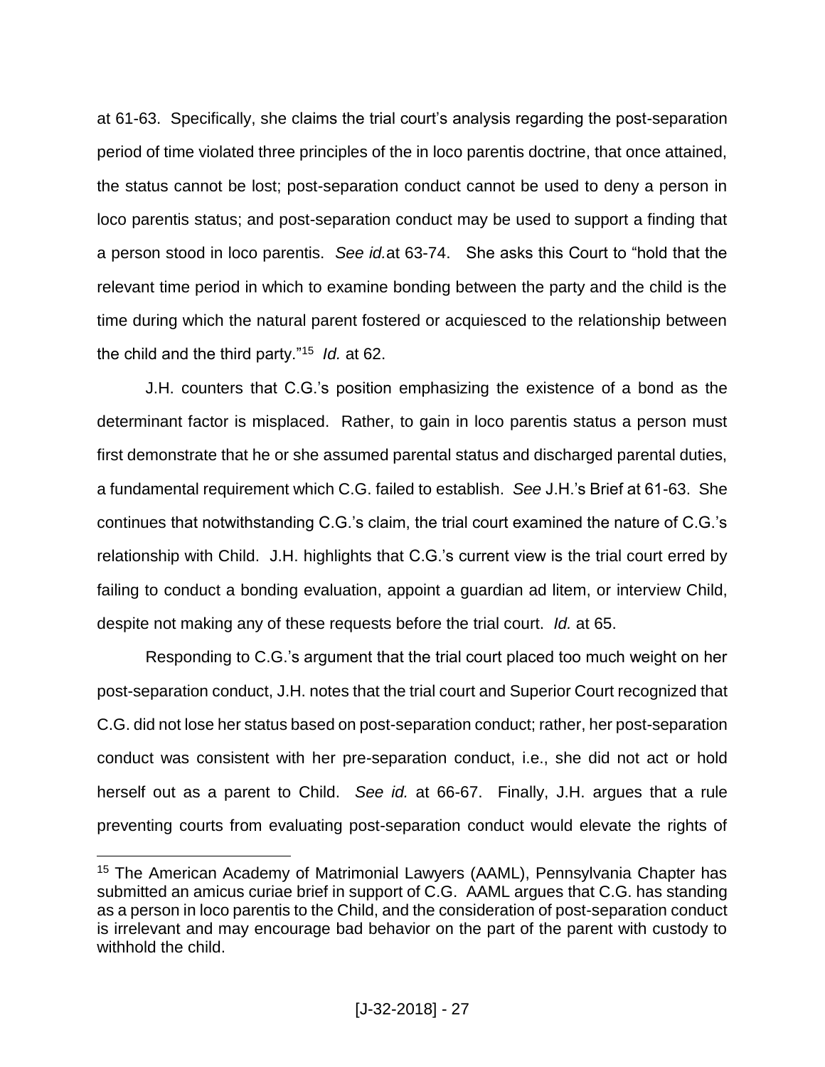at 61-63. Specifically, she claims the trial court's analysis regarding the post-separation period of time violated three principles of the in loco parentis doctrine, that once attained, the status cannot be lost; post-separation conduct cannot be used to deny a person in loco parentis status; and post-separation conduct may be used to support a finding that a person stood in loco parentis. *See id.*at 63-74. She asks this Court to "hold that the relevant time period in which to examine bonding between the party and the child is the time during which the natural parent fostered or acquiesced to the relationship between the child and the third party."[15] *Id.* at 62.

J.H. counters that C.G.'s position emphasizing the existence of a bond as the determinant factor is misplaced. Rather, to gain in loco parentis status a person must first demonstrate that he or she assumed parental status and discharged parental duties, a fundamental requirement which C.G. failed to establish. *See* J.H.'s Brief at 61-63. She continues that notwithstanding C.G.'s claim, the trial court examined the nature of C.G.'s relationship with Child. J.H. highlights that C.G.'s current view is the trial court erred by failing to conduct a bonding evaluation, appoint a guardian ad litem, or interview Child, despite not making any of these requests before the trial court. *Id.* at 65.

Responding to C.G.'s argument that the trial court placed too much weight on her post-separation conduct, J.H. notes that the trial court and Superior Court recognized that C.G. did not lose her status based on post-separation conduct; rather, her post-separation conduct was consistent with her pre-separation conduct, i.e., she did not act or hold herself out as a parent to Child. *See id.* at 66-67. Finally, J.H. argues that a rule preventing courts from evaluating post-separation conduct would elevate the rights of

---

[15] The American Academy of Matrimonial Lawyers (AAML), Pennsylvania Chapter has submitted an amicus curiae brief in support of C.G. AAML argues that C.G. has standing as a person in loco parentis to the Child, and the consideration of post-separation conduct is irrelevant and may encourage bad behavior on the part of the parent with custody to withhold the child.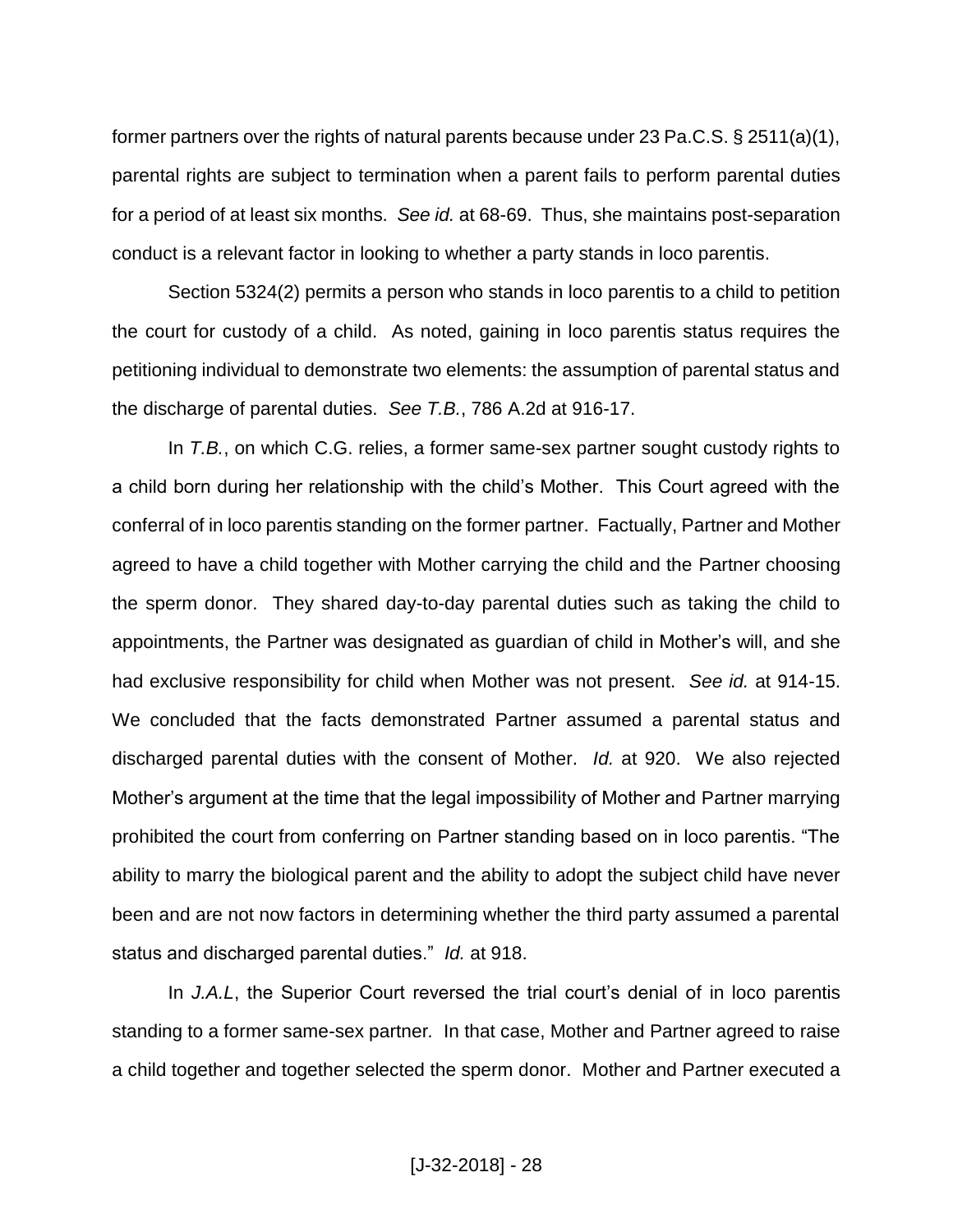former partners over the rights of natural parents because under 23 Pa.C.S. § 2511(a)(1), parental rights are subject to termination when a parent fails to perform parental duties for a period of at least six months. *See id.* at 68-69. Thus, she maintains post-separation conduct is a relevant factor in looking to whether a party stands in loco parentis.

Section 5324(2) permits a person who stands in loco parentis to a child to petition the court for custody of a child. As noted, gaining in loco parentis status requires the petitioning individual to demonstrate two elements: the assumption of parental status and the discharge of parental duties. *See T.B.*, 786 A.2d at 916-17.

In *T.B.*, on which C.G. relies, a former same-sex partner sought custody rights to a child born during her relationship with the child's Mother. This Court agreed with the conferral of in loco parentis standing on the former partner. Factually, Partner and Mother agreed to have a child together with Mother carrying the child and the Partner choosing the sperm donor. They shared day-to-day parental duties such as taking the child to appointments, the Partner was designated as guardian of child in Mother's will, and she had exclusive responsibility for child when Mother was not present. *See id.* at 914-15. We concluded that the facts demonstrated Partner assumed a parental status and discharged parental duties with the consent of Mother. *Id.* at 920. We also rejected Mother's argument at the time that the legal impossibility of Mother and Partner marrying prohibited the court from conferring on Partner standing based on in loco parentis. "The ability to marry the biological parent and the ability to adopt the subject child have never been and are not now factors in determining whether the third party assumed a parental status and discharged parental duties." *Id.* at 918.

In *J.A.L*, the Superior Court reversed the trial court's denial of in loco parentis standing to a former same-sex partner. In that case, Mother and Partner agreed to raise a child together and together selected the sperm donor. Mother and Partner executed a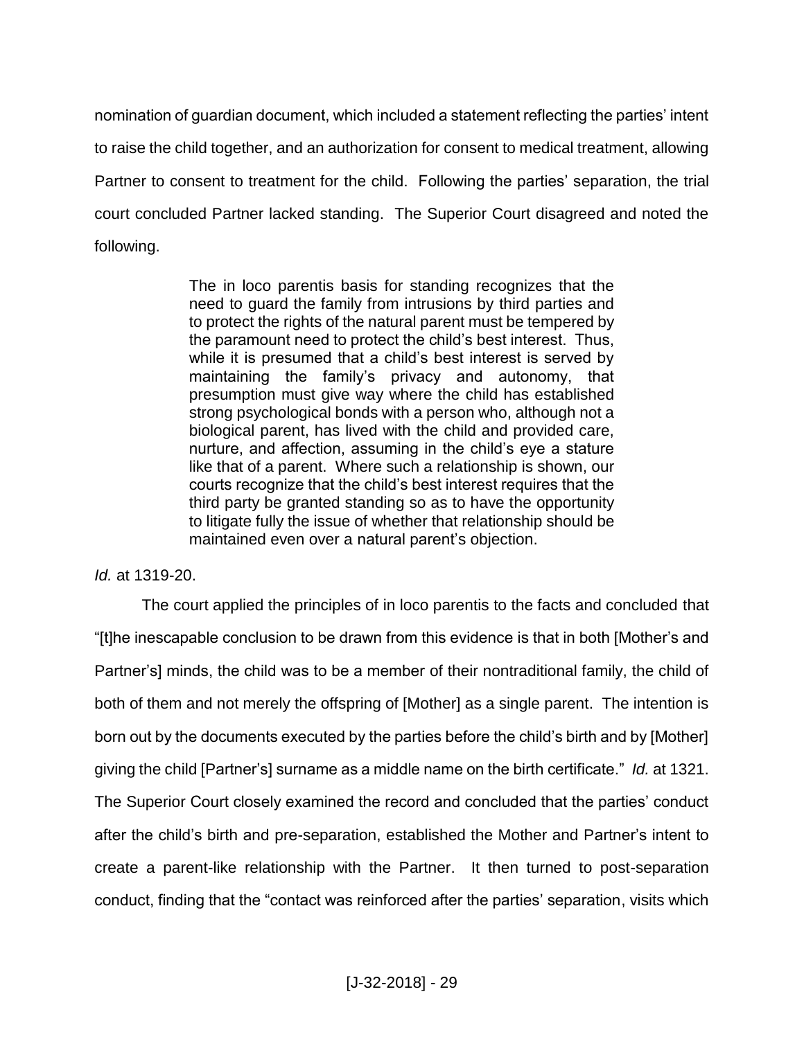nomination of guardian document, which included a statement reflecting the parties' intent to raise the child together, and an authorization for consent to medical treatment, allowing Partner to consent to treatment for the child. Following the parties' separation, the trial court concluded Partner lacked standing. The Superior Court disagreed and noted the following.

> The in loco parentis basis for standing recognizes that the need to guard the family from intrusions by third parties and to protect the rights of the natural parent must be tempered by the paramount need to protect the child's best interest. Thus, while it is presumed that a child's best interest is served by maintaining the family's privacy and autonomy, that presumption must give way where the child has established strong psychological bonds with a person who, although not a biological parent, has lived with the child and provided care, nurture, and affection, assuming in the child's eye a stature like that of a parent. Where such a relationship is shown, our courts recognize that the child's best interest requires that the third party be granted standing so as to have the opportunity to litigate fully the issue of whether that relationship should be maintained even over a natural parent's objection.

*Id.* at 1319-20.

The court applied the principles of in loco parentis to the facts and concluded that "[t]he inescapable conclusion to be drawn from this evidence is that in both [Mother's and Partner's] minds, the child was to be a member of their nontraditional family, the child of both of them and not merely the offspring of [Mother] as a single parent. The intention is born out by the documents executed by the parties before the child's birth and by [Mother] giving the child [Partner's] surname as a middle name on the birth certificate." *Id.* at 1321. The Superior Court closely examined the record and concluded that the parties' conduct after the child's birth and pre-separation, established the Mother and Partner's intent to create a parent-like relationship with the Partner. It then turned to post-separation conduct, finding that the "contact was reinforced after the parties' separation, visits which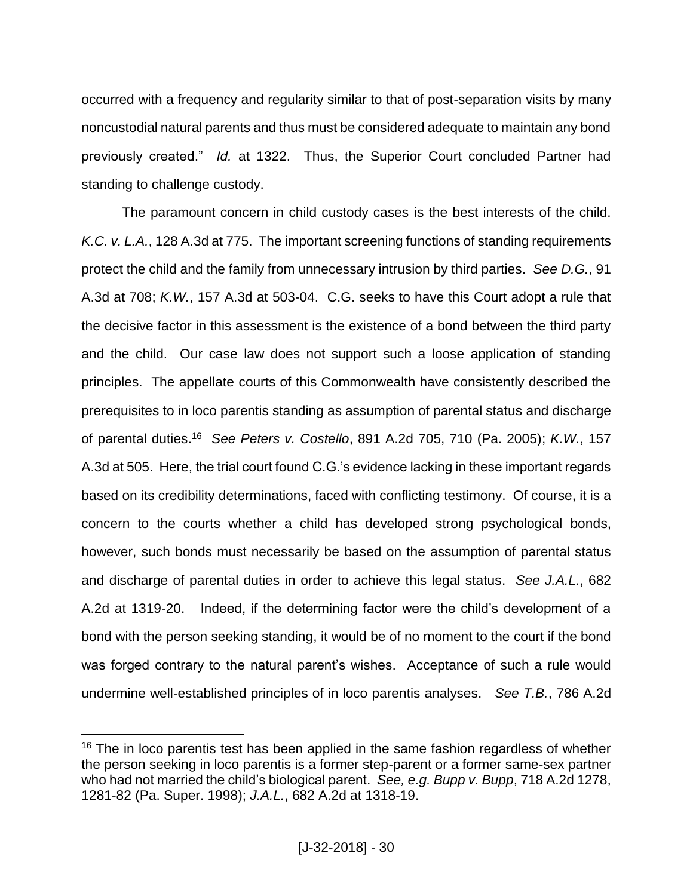occurred with a frequency and regularity similar to that of post-separation visits by many noncustodial natural parents and thus must be considered adequate to maintain any bond previously created." *Id.* at 1322. Thus, the Superior Court concluded Partner had standing to challenge custody.

The paramount concern in child custody cases is the best interests of the child. *K.C. v. L.A.*, 128 A.3d at 775. The important screening functions of standing requirements protect the child and the family from unnecessary intrusion by third parties. *See D.G.*, 91 A.3d at 708; *K.W.*, 157 A.3d at 503-04. C.G. seeks to have this Court adopt a rule that the decisive factor in this assessment is the existence of a bond between the third party and the child. Our case law does not support such a loose application of standing principles. The appellate courts of this Commonwealth have consistently described the prerequisites to in loco parentis standing as assumption of parental status and discharge of parental duties.[16] *See Peters v. Costello*, 891 A.2d 705, 710 (Pa. 2005); *K.W.*, 157 A.3d at 505. Here, the trial court found C.G.'s evidence lacking in these important regards based on its credibility determinations, faced with conflicting testimony. Of course, it is a concern to the courts whether a child has developed strong psychological bonds, however, such bonds must necessarily be based on the assumption of parental status and discharge of parental duties in order to achieve this legal status. *See J.A.L.*, 682 A.2d at 1319-20. Indeed, if the determining factor were the child's development of a bond with the person seeking standing, it would be of no moment to the court if the bond was forged contrary to the natural parent's wishes. Acceptance of such a rule would undermine well-established principles of in loco parentis analyses. *See T.B.*, 786 A.2d

---

[16] The in loco parentis test has been applied in the same fashion regardless of whether the person seeking in loco parentis is a former step-parent or a former same-sex partner who had not married the child's biological parent. *See, e.g. Bupp v. Bupp*, 718 A.2d 1278, 1281-82 (Pa. Super. 1998); *J.A.L.*, 682 A.2d at 1318-19.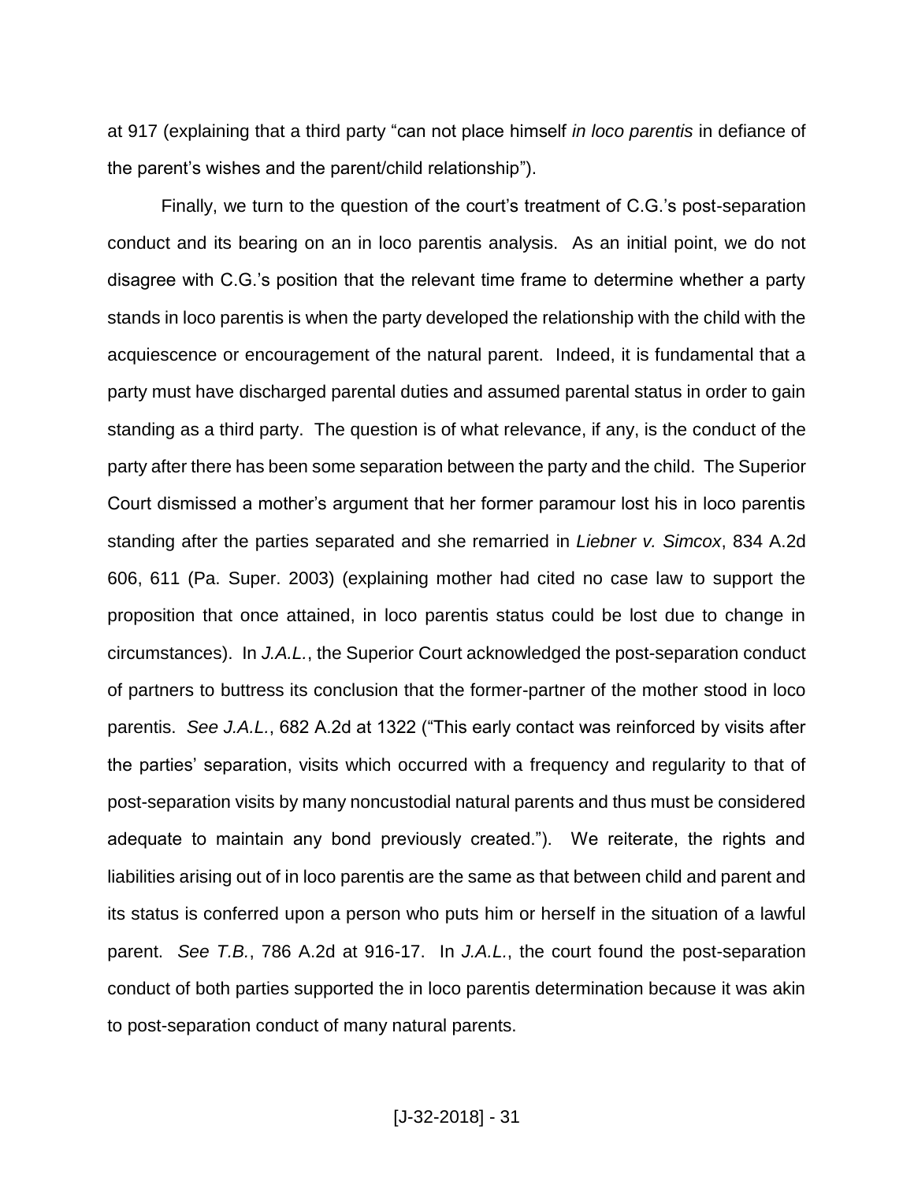at 917 (explaining that a third party "can not place himself *in loco parentis* in defiance of the parent's wishes and the parent/child relationship").

Finally, we turn to the question of the court's treatment of C.G.'s post-separation conduct and its bearing on an in loco parentis analysis. As an initial point, we do not disagree with C.G.'s position that the relevant time frame to determine whether a party stands in loco parentis is when the party developed the relationship with the child with the acquiescence or encouragement of the natural parent. Indeed, it is fundamental that a party must have discharged parental duties and assumed parental status in order to gain standing as a third party. The question is of what relevance, if any, is the conduct of the party after there has been some separation between the party and the child. The Superior Court dismissed a mother's argument that her former paramour lost his in loco parentis standing after the parties separated and she remarried in *Liebner v. Simcox*, 834 A.2d 606, 611 (Pa. Super. 2003) (explaining mother had cited no case law to support the proposition that once attained, in loco parentis status could be lost due to change in circumstances). In *J.A.L.*, the Superior Court acknowledged the post-separation conduct of partners to buttress its conclusion that the former-partner of the mother stood in loco parentis. *See J.A.L.*, 682 A.2d at 1322 ("This early contact was reinforced by visits after the parties' separation, visits which occurred with a frequency and regularity to that of post-separation visits by many noncustodial natural parents and thus must be considered adequate to maintain any bond previously created."). We reiterate, the rights and liabilities arising out of in loco parentis are the same as that between child and parent and its status is conferred upon a person who puts him or herself in the situation of a lawful parent. *See T.B.*, 786 A.2d at 916-17. In *J.A.L.*, the court found the post-separation conduct of both parties supported the in loco parentis determination because it was akin to post-separation conduct of many natural parents.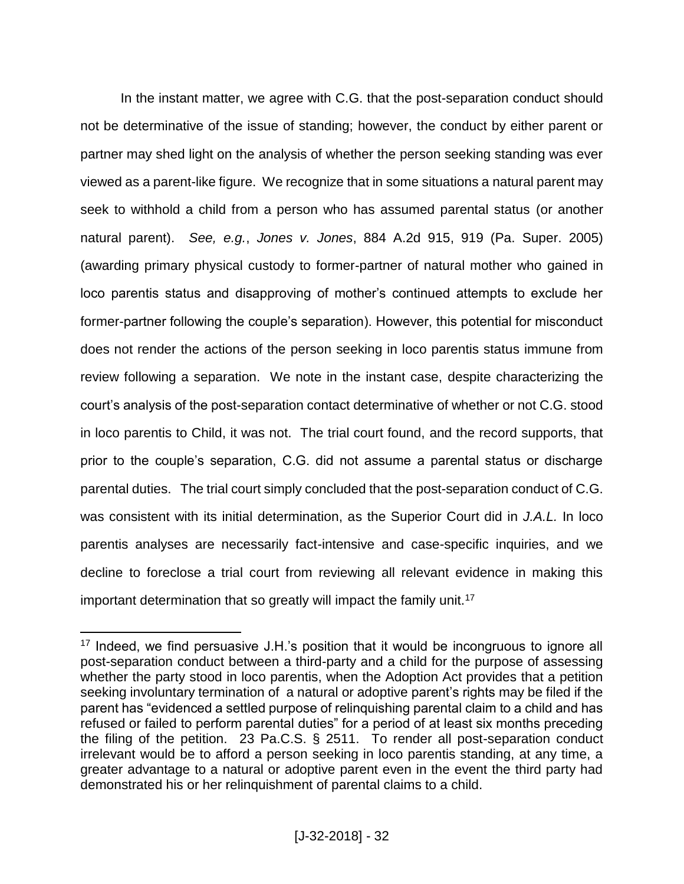In the instant matter, we agree with C.G. that the post-separation conduct should not be determinative of the issue of standing; however, the conduct by either parent or partner may shed light on the analysis of whether the person seeking standing was ever viewed as a parent-like figure. We recognize that in some situations a natural parent may seek to withhold a child from a person who has assumed parental status (or another natural parent). *See, e.g.*, *Jones v. Jones*, 884 A.2d 915, 919 (Pa. Super. 2005) (awarding primary physical custody to former-partner of natural mother who gained in loco parentis status and disapproving of mother's continued attempts to exclude her former-partner following the couple's separation). However, this potential for misconduct does not render the actions of the person seeking in loco parentis status immune from review following a separation. We note in the instant case, despite characterizing the court's analysis of the post-separation contact determinative of whether or not C.G. stood in loco parentis to Child, it was not. The trial court found, and the record supports, that prior to the couple's separation, C.G. did not assume a parental status or discharge parental duties. The trial court simply concluded that the post-separation conduct of C.G. was consistent with its initial determination, as the Superior Court did in *J.A.L.* In loco parentis analyses are necessarily fact-intensive and case-specific inquiries, and we decline to foreclose a trial court from reviewing all relevant evidence in making this important determination that so greatly will impact the family unit.[17]

---

[17] Indeed, we find persuasive J.H.'s position that it would be incongruous to ignore all post-separation conduct between a third-party and a child for the purpose of assessing whether the party stood in loco parentis, when the Adoption Act provides that a petition seeking involuntary termination of a natural or adoptive parent's rights may be filed if the parent has "evidenced a settled purpose of relinquishing parental claim to a child and has refused or failed to perform parental duties" for a period of at least six months preceding the filing of the petition. 23 Pa.C.S. § 2511. To render all post-separation conduct irrelevant would be to afford a person seeking in loco parentis standing, at any time, a greater advantage to a natural or adoptive parent even in the event the third party had demonstrated his or her relinquishment of parental claims to a child.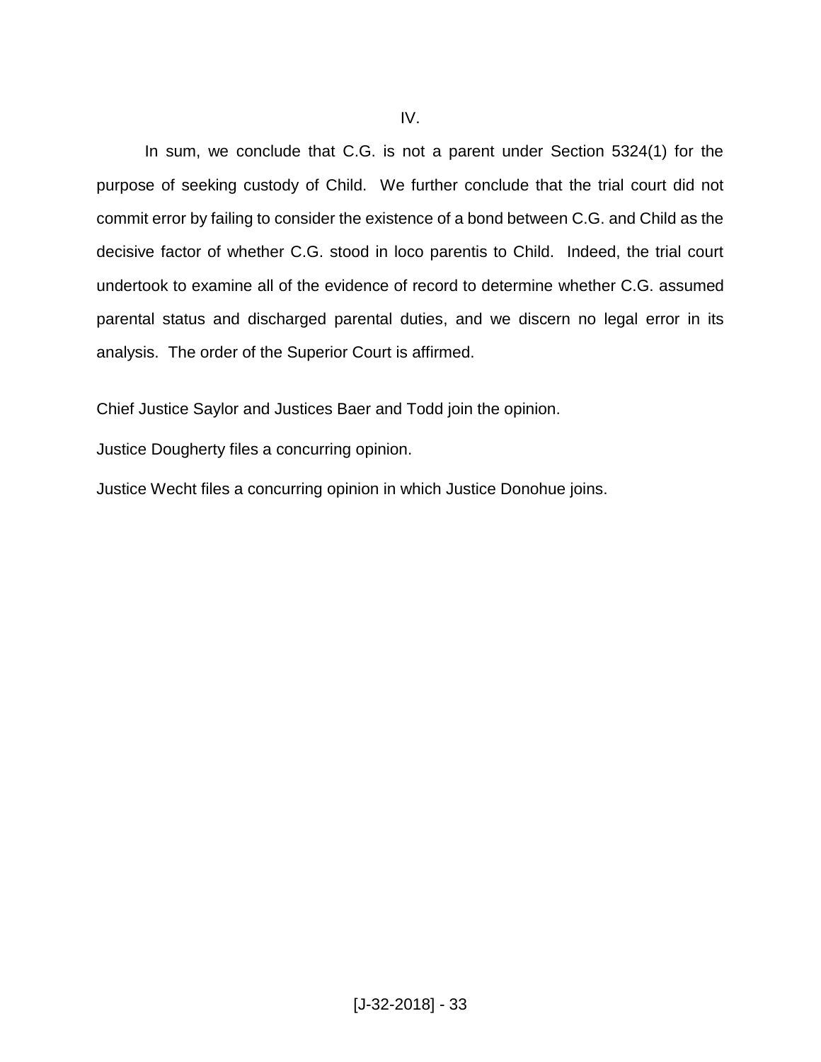IV.

In sum, we conclude that C.G. is not a parent under Section 5324(1) for the purpose of seeking custody of Child. We further conclude that the trial court did not commit error by failing to consider the existence of a bond between C.G. and Child as the decisive factor of whether C.G. stood in loco parentis to Child. Indeed, the trial court undertook to examine all of the evidence of record to determine whether C.G. assumed parental status and discharged parental duties, and we discern no legal error in its analysis. The order of the Superior Court is affirmed.

Chief Justice Saylor and Justices Baer and Todd join the opinion.

Justice Dougherty files a concurring opinion.

Justice Wecht files a concurring opinion in which Justice Donohue joins.